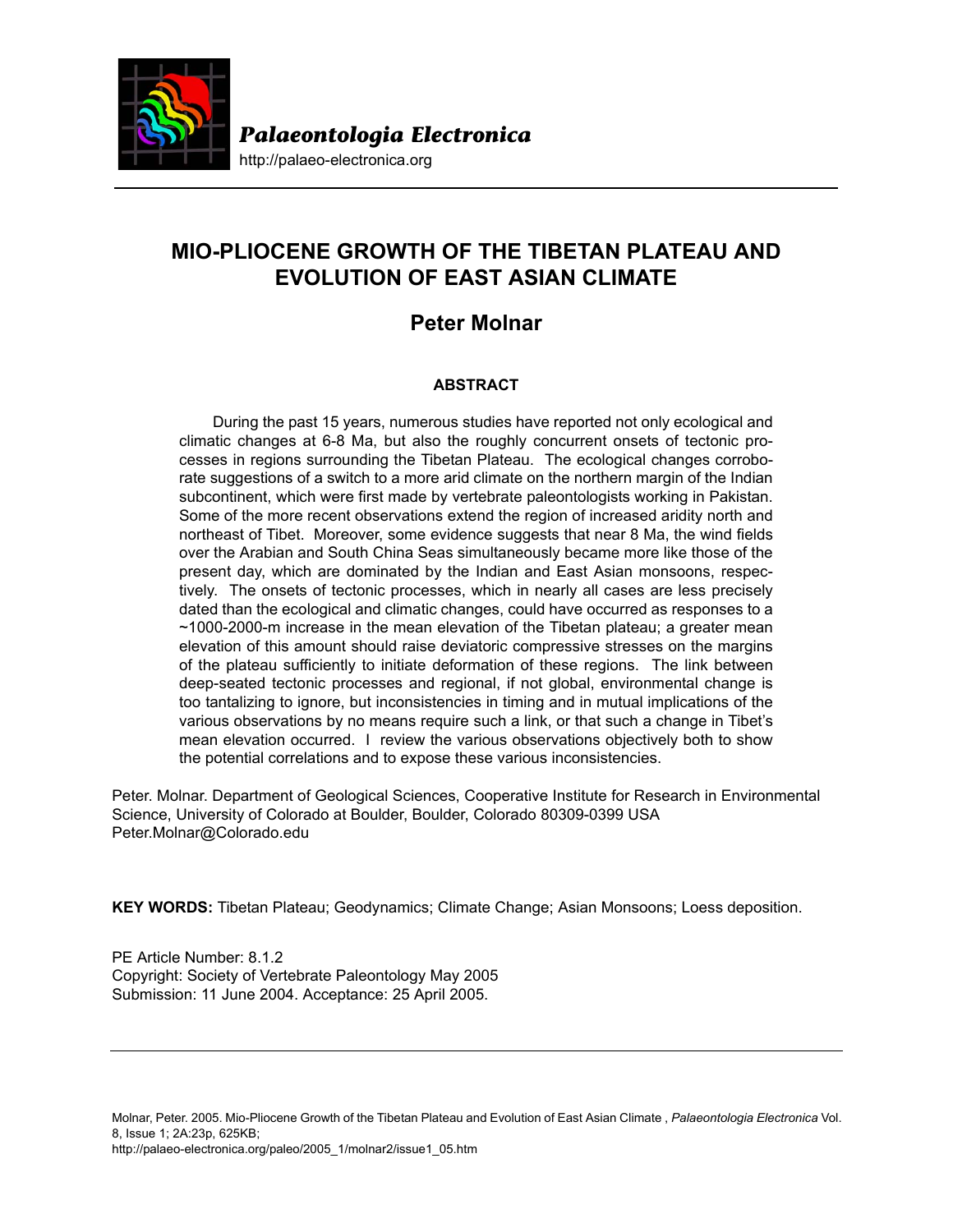*Palaeontologia Electronica*

http://palaeo-electronica.org

# MIO-PLIOCENE GROWTH OF THE TIBETAN PLATEAU AND EVOLUTION OF EAST ASIAN CLIMATE

## Peter Molnar

### ABSTRACT

During the past 15 years, numerous studies have reported not only ecological and climatic changes at 6-8 Ma, but also the roughly concurrent onsets of tectonic processes in regions surrounding the Tibetan Plateau. The ecological changes corroborate suggestions of a switch to a more arid climate on the northern margin of the Indian subcontinent, which were first made by vertebrate paleontologists working in Pakistan. Some of the more recent observations extend the region of increased aridity north and northeast of Tibet. Moreover, some evidence suggests that near 8 Ma, the wind fields over the Arabian and South China Seas simultaneously became more like those of the present day, which are dominated by the Indian and East Asian monsoons, respectively. The onsets of tectonic processes, which in nearly all cases are less precisely dated than the ecological and climatic changes, could have occurred as responses to a ~1000-2000-m increase in the mean elevation of the Tibetan plateau; a greater mean elevation of this amount should raise deviatoric compressive stresses on the margins of the plateau sufficiently to initiate deformation of these regions. The link between deep-seated tectonic processes and regional, if not global, environmental change is too tantalizing to ignore, but inconsistencies in timing and in mutual implications of the various observations by no means require such a link, or that such a change in Tibet's mean elevation occurred. I review the various observations objectively both to show the potential correlations and to expose these various inconsistencies.

Peter. Molnar. Department of Geological Sciences, Cooperative Institute for Research in Environmental Science, University of Colorado at Boulder, Boulder, Colorado 80309-0399 USA
Peter.Molnar@Colorado.edu

**KEY WORDS:** Tibetan Plateau; Geodynamics; Climate Change; Asian Monsoons; Loess deposition.

PE Article Number: 8.1.2
Copyright: Society of Vertebrate Paleontology May 2005
Submission: 11 June 2004. Acceptance: 25 April 2005.

Molnar, Peter. 2005. Mio-Pliocene Growth of the Tibetan Plateau and Evolution of East Asian Climate , *Palaeontologia Electronica* Vol. 8, Issue 1; 2A:23p, 625KB;
http://palaeo-electronica.org/paleo/2005_1/molnar2/issue1_05.htm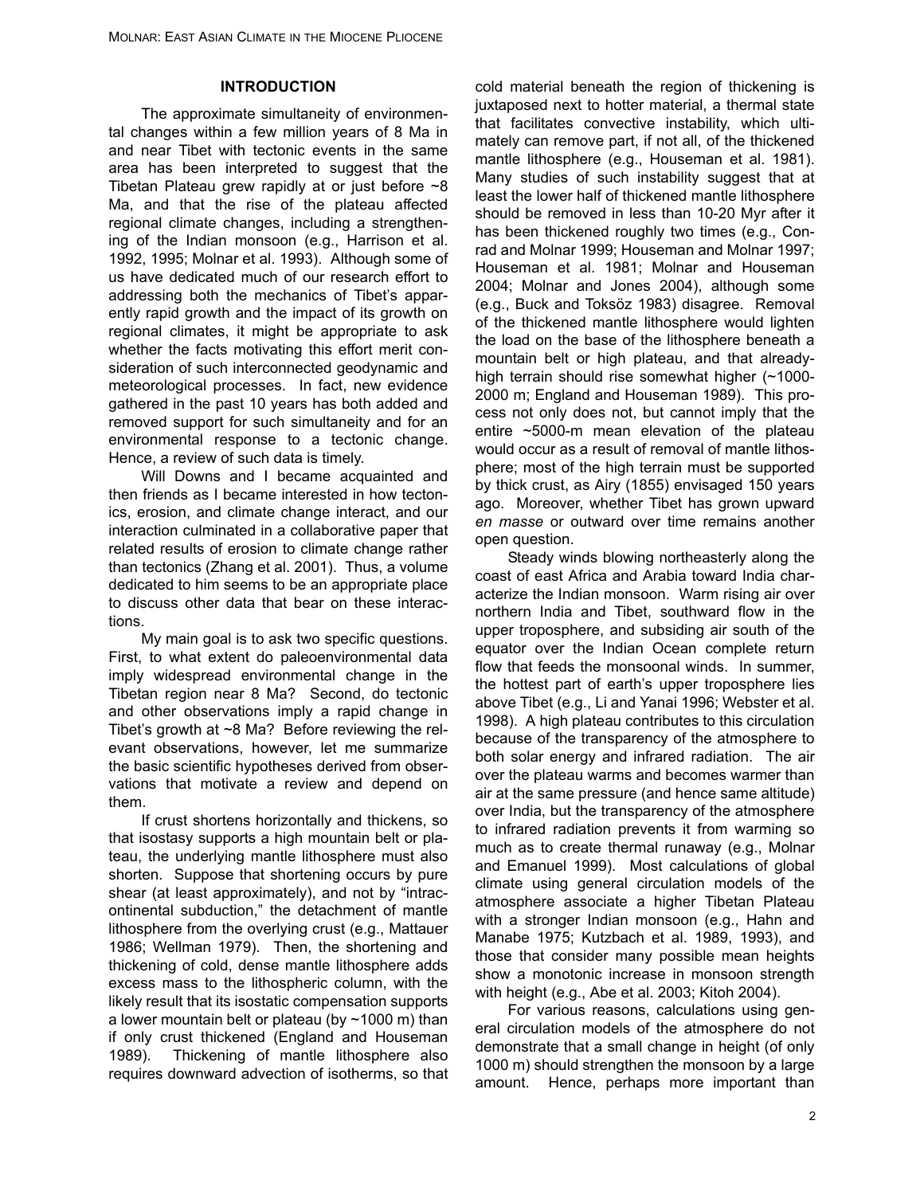## INTRODUCTION

The approximate simultaneity of environmental changes within a few million years of 8 Ma in and near Tibet with tectonic events in the same area has been interpreted to suggest that the Tibetan Plateau grew rapidly at or just before ~8 Ma, and that the rise of the plateau affected regional climate changes, including a strengthening of the Indian monsoon (e.g., Harrison et al. 1992, 1995; Molnar et al. 1993). Although some of us have dedicated much of our research effort to addressing both the mechanics of Tibet's apparently rapid growth and the impact of its growth on regional climates, it might be appropriate to ask whether the facts motivating this effort merit consideration of such interconnected geodynamic and meteorological processes. In fact, new evidence gathered in the past 10 years has both added and removed support for such simultaneity and for an environmental response to a tectonic change. Hence, a review of such data is timely.

Will Downs and I became acquainted and then friends as I became interested in how tectonics, erosion, and climate change interact, and our interaction culminated in a collaborative paper that related results of erosion to climate change rather than tectonics (Zhang et al. 2001). Thus, a volume dedicated to him seems to be an appropriate place to discuss other data that bear on these interactions.

My main goal is to ask two specific questions. First, to what extent do paleoenvironmental data imply widespread environmental change in the Tibetan region near 8 Ma? Second, do tectonic and other observations imply a rapid change in Tibet's growth at ~8 Ma? Before reviewing the relevant observations, however, let me summarize the basic scientific hypotheses derived from observations that motivate a review and depend on them.

If crust shortens horizontally and thickens, so that isostasy supports a high mountain belt or plateau, the underlying mantle lithosphere must also shorten. Suppose that shortening occurs by pure shear (at least approximately), and not by "intracontinental subduction," the detachment of mantle lithosphere from the overlying crust (e.g., Mattauer 1986; Wellman 1979). Then, the shortening and thickening of cold, dense mantle lithosphere adds excess mass to the lithospheric column, with the likely result that its isostatic compensation supports a lower mountain belt or plateau (by ~1000 m) than if only crust thickened (England and Houseman 1989). Thickening of mantle lithosphere also requires downward advection of isotherms, so that cold material beneath the region of thickening is juxtaposed next to hotter material, a thermal state that facilitates convective instability, which ultimately can remove part, if not all, of the thickened mantle lithosphere (e.g., Houseman et al. 1981). Many studies of such instability suggest that at least the lower half of thickened mantle lithosphere should be removed in less than 10-20 Myr after it has been thickened roughly two times (e.g., Conrad and Molnar 1999; Houseman and Molnar 1997; Houseman et al. 1981; Molnar and Houseman 2004; Molnar and Jones 2004), although some (e.g., Buck and Toksöz 1983) disagree. Removal of the thickened mantle lithosphere would lighten the load on the base of the lithosphere beneath a mountain belt or high plateau, and that already-high terrain should rise somewhat higher (~1000-2000 m; England and Houseman 1989). This process not only does not, but cannot imply that the entire ~5000-m mean elevation of the plateau would occur as a result of removal of mantle lithosphere; most of the high terrain must be supported by thick crust, as Airy (1855) envisaged 150 years ago. Moreover, whether Tibet has grown upward *en masse* or outward over time remains another open question.

Steady winds blowing northeasterly along the coast of east Africa and Arabia toward India characterize the Indian monsoon. Warm rising air over northern India and Tibet, southward flow in the upper troposphere, and subsiding air south of the equator over the Indian Ocean complete return flow that feeds the monsoonal winds. In summer, the hottest part of earth's upper troposphere lies above Tibet (e.g., Li and Yanai 1996; Webster et al. 1998). A high plateau contributes to this circulation because of the transparency of the atmosphere to both solar energy and infrared radiation. The air over the plateau warms and becomes warmer than air at the same pressure (and hence same altitude) over India, but the transparency of the atmosphere to infrared radiation prevents it from warming so much as to create thermal runaway (e.g., Molnar and Emanuel 1999). Most calculations of global climate using general circulation models of the atmosphere associate a higher Tibetan Plateau with a stronger Indian monsoon (e.g., Hahn and Manabe 1975; Kutzbach et al. 1989, 1993), and those that consider many possible mean heights show a monotonic increase in monsoon strength with height (e.g., Abe et al. 2003; Kitoh 2004).

For various reasons, calculations using general circulation models of the atmosphere do not demonstrate that a small change in height (of only 1000 m) should strengthen the monsoon by a large amount. Hence, perhaps more important than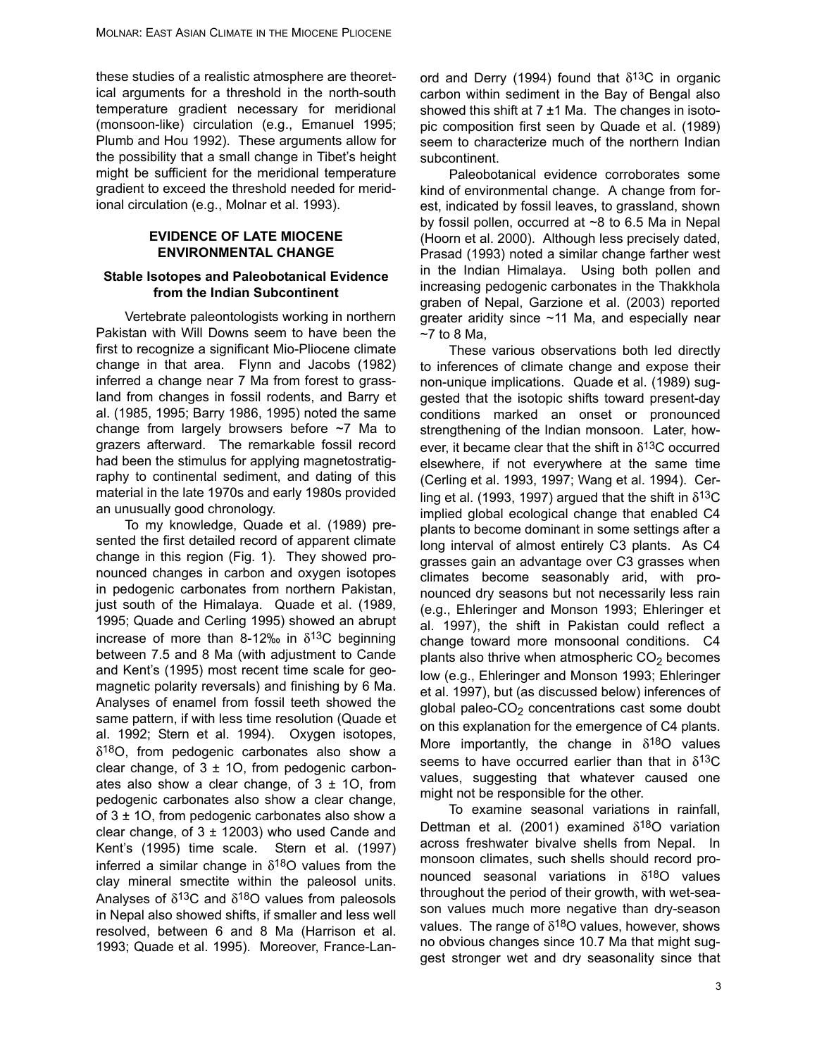these studies of a realistic atmosphere are theoretical arguments for a threshold in the north-south temperature gradient necessary for meridional (monsoon-like) circulation (e.g., Emanuel 1995; Plumb and Hou 1992). These arguments allow for the possibility that a small change in Tibet's height might be sufficient for the meridional temperature gradient to exceed the threshold needed for meridional circulation (e.g., Molnar et al. 1993).

## EVIDENCE OF LATE MIOCENE ENVIRONMENTAL CHANGE

### Stable Isotopes and Paleobotanical Evidence from the Indian Subcontinent

Vertebrate paleontologists working in northern Pakistan with Will Downs seem to have been the first to recognize a significant Mio-Pliocene climate change in that area. Flynn and Jacobs (1982) inferred a change near 7 Ma from forest to grassland from changes in fossil rodents, and Barry et al. (1985, 1995; Barry 1986, 1995) noted the same change from largely browsers before ~7 Ma to grazers afterward. The remarkable fossil record had been the stimulus for applying magnetostratigraphy to continental sediment, and dating of this material in the late 1970s and early 1980s provided an unusually good chronology.

To my knowledge, Quade et al. (1989) presented the first detailed record of apparent climate change in this region (Fig. 1). They showed pronounced changes in carbon and oxygen isotopes in pedogenic carbonates from northern Pakistan, just south of the Himalaya. Quade et al. (1989, 1995; Quade and Cerling 1995) showed an abrupt increase of more than 8-12‰ in $\delta^{13}C$ beginning between 7.5 and 8 Ma (with adjustment to Cande and Kent's (1995) most recent time scale for geomagnetic polarity reversals) and finishing by 6 Ma. Analyses of enamel from fossil teeth showed the same pattern, if with less time resolution (Quade et al. 1992; Stern et al. 1994). Oxygen isotopes, $\delta^{18}O$, from pedogenic carbonates also show a clear change, of 3 ± 1O, from pedogenic carbonates also show a clear change, of 3 ± 1O, from pedogenic carbonates also show a clear change, of 3 ± 1O, from pedogenic carbonates also show a clear change, of 3 ± 12003) who used Cande and Kent's (1995) time scale. Stern et al. (1997) inferred a similar change in $\delta^{18}O$ values from the clay mineral smectite within the paleosol units. Analyses of $\delta^{13}C$ and $\delta^{18}O$ values from paleosols in Nepal also showed shifts, if smaller and less well resolved, between 6 and 8 Ma (Harrison et al. 1993; Quade et al. 1995). Moreover, France-Lanord and Derry (1994) found that $\delta^{13}C$ in organic carbon within sediment in the Bay of Bengal also showed this shift at 7 ±1 Ma. The changes in isotopic composition first seen by Quade et al. (1989) seem to characterize much of the northern Indian subcontinent.

Paleobotanical evidence corroborates some kind of environmental change. A change from forest, indicated by fossil leaves, to grassland, shown by fossil pollen, occurred at ~8 to 6.5 Ma in Nepal (Hoorn et al. 2000). Although less precisely dated, Prasad (1993) noted a similar change farther west in the Indian Himalaya. Using both pollen and increasing pedogenic carbonates in the Thakkhola graben of Nepal, Garzione et al. (2003) reported greater aridity since ~11 Ma, and especially near ~7 to 8 Ma,

These various observations both led directly to inferences of climate change and expose their non-unique implications. Quade et al. (1989) suggested that the isotopic shifts toward present-day conditions marked an onset or pronounced strengthening of the Indian monsoon. Later, however, it became clear that the shift in $\delta^{13}C$ occurred elsewhere, if not everywhere at the same time (Cerling et al. 1993, 1997; Wang et al. 1994). Cerling et al. (1993, 1997) argued that the shift in $\delta^{13}C$ implied global ecological change that enabled C4 plants to become dominant in some settings after a long interval of almost entirely C3 plants. As C4 grasses gain an advantage over C3 grasses when climates become seasonably arid, with pronounced dry seasons but not necessarily less rain (e.g., Ehleringer and Monson 1993; Ehleringer et al. 1997), the shift in Pakistan could reflect a change toward more monsoonal conditions. C4 plants also thrive when atmospheric $CO_2$ becomes low (e.g., Ehleringer and Monson 1993; Ehleringer et al. 1997), but (as discussed below) inferences of global paleo-$CO_2$ concentrations cast some doubt on this explanation for the emergence of C4 plants. More importantly, the change in $\delta^{18}O$ values seems to have occurred earlier than that in $\delta^{13}C$ values, suggesting that whatever caused one might not be responsible for the other.

To examine seasonal variations in rainfall, Dettman et al. (2001) examined $\delta^{18}O$ variation across freshwater bivalve shells from Nepal. In monsoon climates, such shells should record pronounced seasonal variations in $\delta^{18}O$ values throughout the period of their growth, with wet-season values much more negative than dry-season values. The range of $\delta^{18}O$ values, however, shows no obvious changes since 10.7 Ma that might suggest stronger wet and dry seasonality since that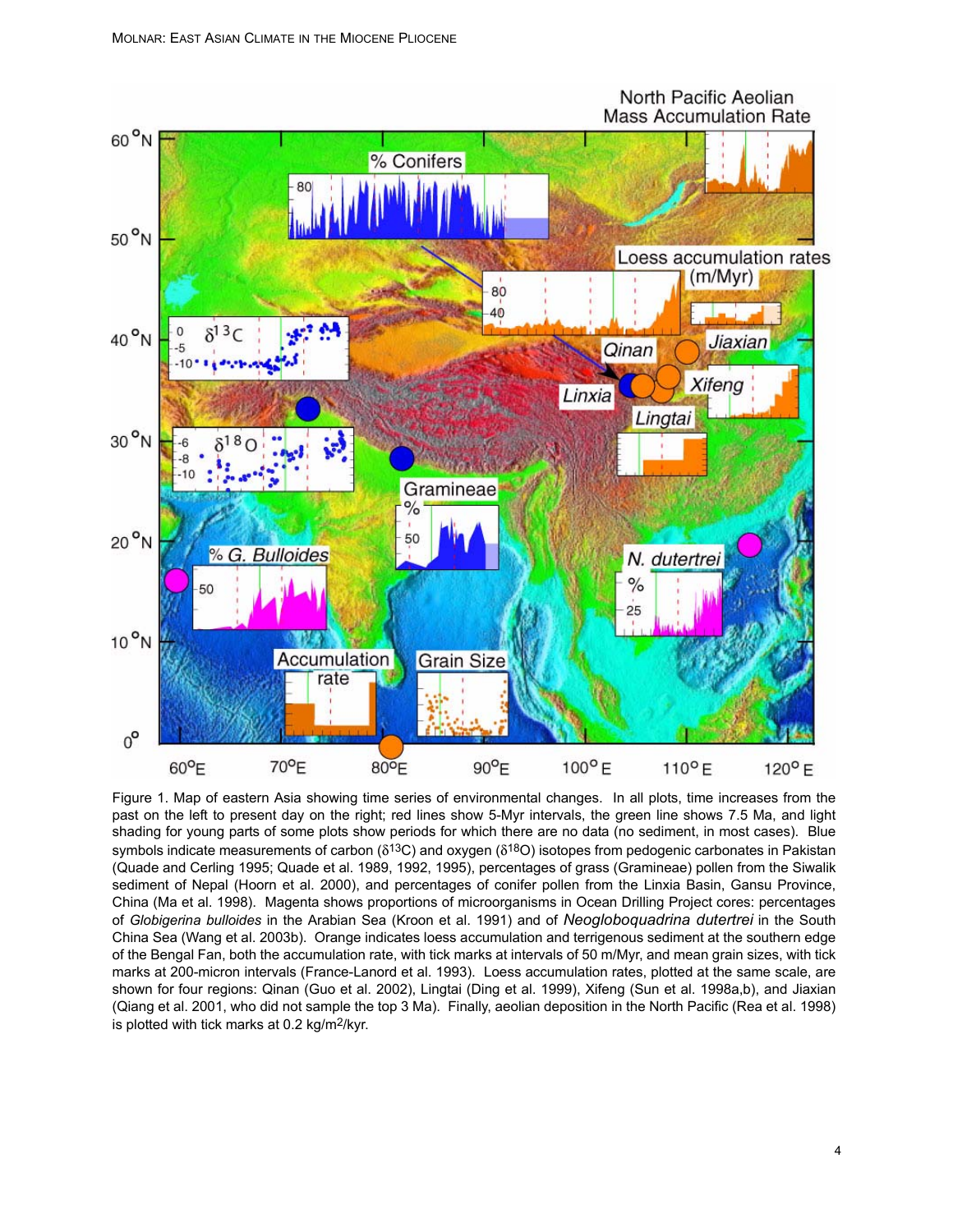Figure 1. Map of eastern Asia showing time series of environmental changes. In all plots, time increases from the past on the left to present day on the right; red lines show 5-Myr intervals, the green line shows 7.5 Ma, and light shading for young parts of some plots show periods for which there are no data (no sediment, in most cases). Blue symbols indicate measurements of carbon ($\delta^{13}C$) and oxygen ($\delta^{18}O$) isotopes from pedogenic carbonates in Pakistan (Quade and Cerling 1995; Quade et al. 1989, 1992, 1995), percentages of grass (Gramineae) pollen from the Siwalik sediment of Nepal (Hoorn et al. 2000), and percentages of conifer pollen from the Linxia Basin, Gansu Province, China (Ma et al. 1998). Magenta shows proportions of microorganisms in Ocean Drilling Project cores: percentages of *Globigerina bulloides* in the Arabian Sea (Kroon et al. 1991) and of *Neogloboquadrina dutertrei* in the South China Sea (Wang et al. 2003b). Orange indicates loess accumulation and terrigenous sediment at the southern edge of the Bengal Fan, both the accumulation rate, with tick marks at intervals of 50 m/Myr, and mean grain sizes, with tick marks at 200-micron intervals (France-Lanord et al. 1993). Loess accumulation rates, plotted at the same scale, are shown for four regions: Qinan (Guo et al. 2002), Lingtai (Ding et al. 1999), Xifeng (Sun et al. 1998a,b), and Jiaxian (Qiang et al. 2001, who did not sample the top 3 Ma). Finally, aeolian deposition in the North Pacific (Rea et al. 1998) is plotted with tick marks at 0.2 kg/m$^2$/kyr.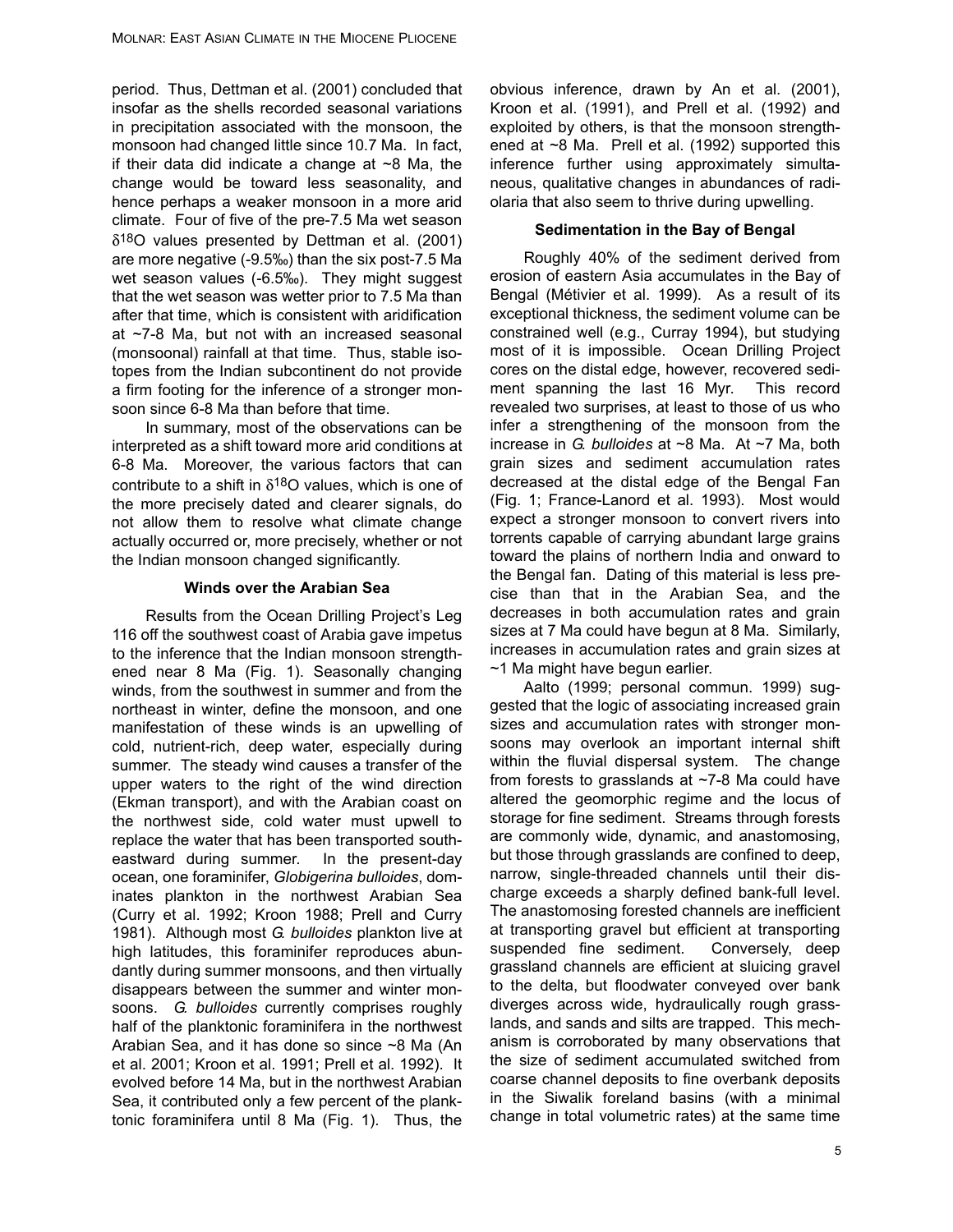period. Thus, Dettman et al. (2001) concluded that insofar as the shells recorded seasonal variations in precipitation associated with the monsoon, the monsoon had changed little since 10.7 Ma. In fact, if their data did indicate a change at ~8 Ma, the change would be toward less seasonality, and hence perhaps a weaker monsoon in a more arid climate. Four of five of the pre-7.5 Ma wet season $\delta^{18}O$ values presented by Dettman et al. (2001) are more negative (-9.5‰) than the six post-7.5 Ma wet season values (-6.5‰). They might suggest that the wet season was wetter prior to 7.5 Ma than after that time, which is consistent with aridification at ~7-8 Ma, but not with an increased seasonal (monsoonal) rainfall at that time. Thus, stable isotopes from the Indian subcontinent do not provide a firm footing for the inference of a stronger monsoon since 6-8 Ma than before that time.

In summary, most of the observations can be interpreted as a shift toward more arid conditions at 6-8 Ma. Moreover, the various factors that can contribute to a shift in $\delta^{18}O$ values, which is one of the more precisely dated and clearer signals, do not allow them to resolve what climate change actually occurred or, more precisely, whether or not the Indian monsoon changed significantly.

### Winds over the Arabian Sea

Results from the Ocean Drilling Project's Leg 116 off the southwest coast of Arabia gave impetus to the inference that the Indian monsoon strengthened near 8 Ma (Fig. 1). Seasonally changing winds, from the southwest in summer and from the northeast in winter, define the monsoon, and one manifestation of these winds is an upwelling of cold, nutrient-rich, deep water, especially during summer. The steady wind causes a transfer of the upper waters to the right of the wind direction (Ekman transport), and with the Arabian coast on the northwest side, cold water must upwell to replace the water that has been transported southeastward during summer. In the present-day ocean, one foraminifer, *Globigerina bulloides*, dominates plankton in the northwest Arabian Sea (Curry et al. 1992; Kroon 1988; Prell and Curry 1981). Although most *G. bulloides* plankton live at high latitudes, this foraminifer reproduces abundantly during summer monsoons, and then virtually disappears between the summer and winter monsoons. *G. bulloides* currently comprises roughly half of the planktonic foraminifera in the northwest Arabian Sea, and it has done so since ~8 Ma (An et al. 2001; Kroon et al. 1991; Prell et al. 1992). It evolved before 14 Ma, but in the northwest Arabian Sea, it contributed only a few percent of the planktonic foraminifera until 8 Ma (Fig. 1). Thus, the obvious inference, drawn by An et al. (2001), Kroon et al. (1991), and Prell et al. (1992) and exploited by others, is that the monsoon strengthened at ~8 Ma. Prell et al. (1992) supported this inference further using approximately simultaneous, qualitative changes in abundances of radiolaria that also seem to thrive during upwelling.

### Sedimentation in the Bay of Bengal

Roughly 40% of the sediment derived from erosion of eastern Asia accumulates in the Bay of Bengal (Métivier et al. 1999). As a result of its exceptional thickness, the sediment volume can be constrained well (e.g., Curray 1994), but studying most of it is impossible. Ocean Drilling Project cores on the distal edge, however, recovered sediment spanning the last 16 Myr. This record revealed two surprises, at least to those of us who infer a strengthening of the monsoon from the increase in *G. bulloides* at ~8 Ma. At ~7 Ma, both grain sizes and sediment accumulation rates decreased at the distal edge of the Bengal Fan (Fig. 1; France-Lanord et al. 1993). Most would expect a stronger monsoon to convert rivers into torrents capable of carrying abundant large grains toward the plains of northern India and onward to the Bengal fan. Dating of this material is less precise than that in the Arabian Sea, and the decreases in both accumulation rates and grain sizes at 7 Ma could have begun at 8 Ma. Similarly, increases in accumulation rates and grain sizes at ~1 Ma might have begun earlier.

Aalto (1999; personal commun. 1999) suggested that the logic of associating increased grain sizes and accumulation rates with stronger monsoons may overlook an important internal shift within the fluvial dispersal system. The change from forests to grasslands at ~7-8 Ma could have altered the geomorphic regime and the locus of storage for fine sediment. Streams through forests are commonly wide, dynamic, and anastomosing, but those through grasslands are confined to deep, narrow, single-threaded channels until their discharge exceeds a sharply defined bank-full level. The anastomosing forested channels are inefficient at transporting gravel but efficient at transporting suspended fine sediment. Conversely, deep grassland channels are efficient at sluicing gravel to the delta, but floodwater conveyed over bank diverges across wide, hydraulically rough grasslands, and sands and silts are trapped. This mechanism is corroborated by many observations that the size of sediment accumulated switched from coarse channel deposits to fine overbank deposits in the Siwalik foreland basins (with a minimal change in total volumetric rates) at the same time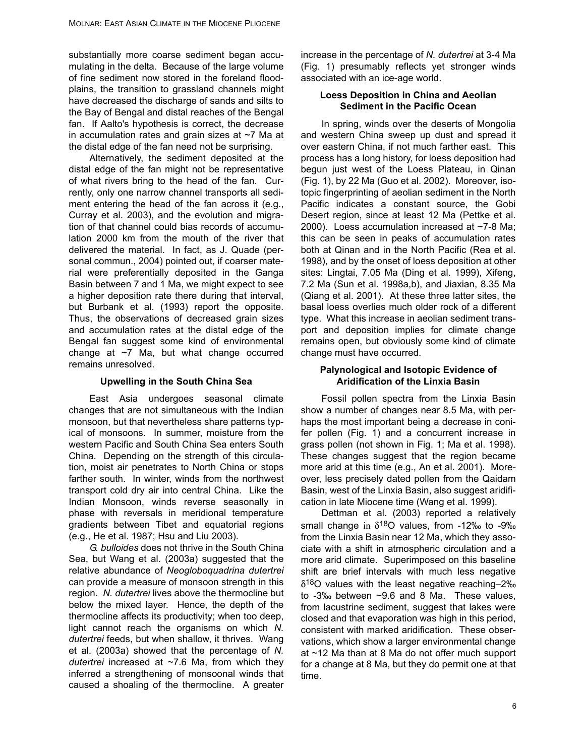substantially more coarse sediment began accumulating in the delta. Because of the large volume of fine sediment now stored in the foreland floodplains, the transition to grassland channels might have decreased the discharge of sands and silts to the Bay of Bengal and distal reaches of the Bengal fan. If Aalto's hypothesis is correct, the decrease in accumulation rates and grain sizes at ~7 Ma at the distal edge of the fan need not be surprising.

Alternatively, the sediment deposited at the distal edge of the fan might not be representative of what rivers bring to the head of the fan. Currently, only one narrow channel transports all sediment entering the head of the fan across it (e.g., Curray et al. 2003), and the evolution and migration of that channel could bias records of accumulation 2000 km from the mouth of the river that delivered the material. In fact, as J. Quade (personal commun., 2004) pointed out, if coarser material were preferentially deposited in the Ganga Basin between 7 and 1 Ma, we might expect to see a higher deposition rate there during that interval, but Burbank et al. (1993) report the opposite. Thus, the observations of decreased grain sizes and accumulation rates at the distal edge of the Bengal fan suggest some kind of environmental change at ~7 Ma, but what change occurred remains unresolved.

### Upwelling in the South China Sea

East Asia undergoes seasonal climate changes that are not simultaneous with the Indian monsoon, but that nevertheless share patterns typical of monsoons. In summer, moisture from the western Pacific and South China Sea enters South China. Depending on the strength of this circulation, moist air penetrates to North China or stops farther south. In winter, winds from the northwest transport cold dry air into central China. Like the Indian Monsoon, winds reverse seasonally in phase with reversals in meridional temperature gradients between Tibet and equatorial regions (e.g., He et al. 1987; Hsu and Liu 2003).

*G. bulloides* does not thrive in the South China Sea, but Wang et al. (2003a) suggested that the relative abundance of *Neogloboquadrina dutertrei* can provide a measure of monsoon strength in this region. *N. dutertrei* lives above the thermocline but below the mixed layer. Hence, the depth of the thermocline affects its productivity; when too deep, light cannot reach the organisms on which *N. dutertrei* feeds, but when shallow, it thrives. Wang et al. (2003a) showed that the percentage of *N. dutertrei* increased at ~7.6 Ma, from which they inferred a strengthening of monsoonal winds that caused a shoaling of the thermocline. A greater increase in the percentage of *N. dutertrei* at 3-4 Ma (Fig. 1) presumably reflects yet stronger winds associated with an ice-age world.

### Loess Deposition in China and Aeolian Sediment in the Pacific Ocean

In spring, winds over the deserts of Mongolia and western China sweep up dust and spread it over eastern China, if not much farther east. This process has a long history, for loess deposition had begun just west of the Loess Plateau, in Qinan (Fig. 1), by 22 Ma (Guo et al. 2002). Moreover, isotopic fingerprinting of aeolian sediment in the North Pacific indicates a constant source, the Gobi Desert region, since at least 12 Ma (Pettke et al. 2000). Loess accumulation increased at ~7-8 Ma; this can be seen in peaks of accumulation rates both at Qinan and in the North Pacific (Rea et al. 1998), and by the onset of loess deposition at other sites: Lingtai, 7.05 Ma (Ding et al. 1999), Xifeng, 7.2 Ma (Sun et al. 1998a,b), and Jiaxian, 8.35 Ma (Qiang et al. 2001). At these three latter sites, the basal loess overlies much older rock of a different type. What this increase in aeolian sediment transport and deposition implies for climate change remains open, but obviously some kind of climate change must have occurred.

### Palynological and Isotopic Evidence of Aridification of the Linxia Basin

Fossil pollen spectra from the Linxia Basin show a number of changes near 8.5 Ma, with perhaps the most important being a decrease in conifer pollen (Fig. 1) and a concurrent increase in grass pollen (not shown in Fig. 1; Ma et al. 1998). These changes suggest that the region became more arid at this time (e.g., An et al. 2001). Moreover, less precisely dated pollen from the Qaidam Basin, west of the Linxia Basin, also suggest aridification in late Miocene time (Wang et al. 1999).

Dettman et al. (2003) reported a relatively small change in $\delta^{18}O$ values, from -12‰ to -9‰ from the Linxia Basin near 12 Ma, which they associate with a shift in atmospheric circulation and a more arid climate. Superimposed on this baseline shift are brief intervals with much less negative $\delta^{18}O$ values with the least negative reaching –2‰ to -3‰ between ~9.6 and 8 Ma. These values, from lacustrine sediment, suggest that lakes were closed and that evaporation was high in this period, consistent with marked aridification. These observations, which show a larger environmental change at ~12 Ma than at 8 Ma do not offer much support for a change at 8 Ma, but they do permit one at that time.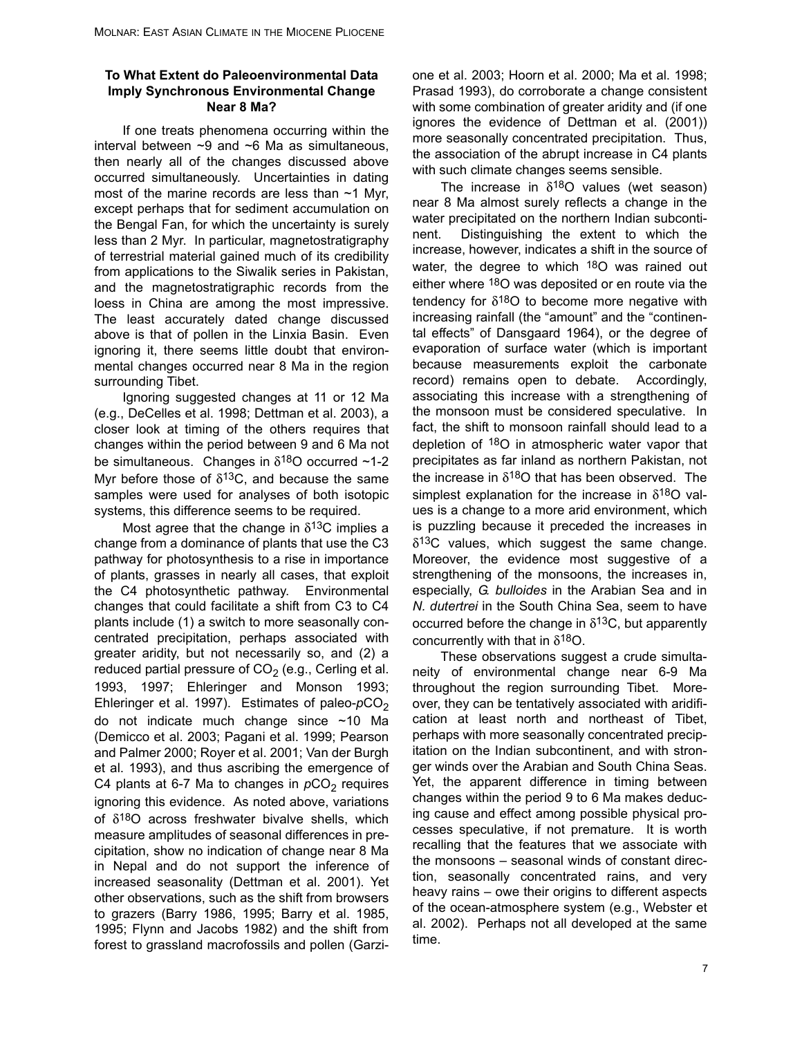### To What Extent do Paleoenvironmental Data Imply Synchronous Environmental Change Near 8 Ma?

If one treats phenomena occurring within the interval between ~9 and ~6 Ma as simultaneous, then nearly all of the changes discussed above occurred simultaneously. Uncertainties in dating most of the marine records are less than ~1 Myr, except perhaps that for sediment accumulation on the Bengal Fan, for which the uncertainty is surely less than 2 Myr. In particular, magnetostratigraphy of terrestrial material gained much of its credibility from applications to the Siwalik series in Pakistan, and the magnetostratigraphic records from the loess in China are among the most impressive. The least accurately dated change discussed above is that of pollen in the Linxia Basin. Even ignoring it, there seems little doubt that environmental changes occurred near 8 Ma in the region surrounding Tibet.

Ignoring suggested changes at 11 or 12 Ma (e.g., DeCelles et al. 1998; Dettman et al. 2003), a closer look at timing of the others requires that changes within the period between 9 and 6 Ma not be simultaneous. Changes in $\delta^{18}O$ occurred ~1-2 Myr before those of $\delta^{13}C$, and because the same samples were used for analyses of both isotopic systems, this difference seems to be required.

Most agree that the change in $\delta^{13}C$ implies a change from a dominance of plants that use the C3 pathway for photosynthesis to a rise in importance of plants, grasses in nearly all cases, that exploit the C4 photosynthetic pathway. Environmental changes that could facilitate a shift from C3 to C4 plants include (1) a switch to more seasonally concentrated precipitation, perhaps associated with greater aridity, but not necessarily so, and (2) a reduced partial pressure of $CO_2$ (e.g., Cerling et al. 1993, 1997; Ehleringer and Monson 1993; Ehleringer et al. 1997). Estimates of paleo-$pCO_2$ do not indicate much change since ~10 Ma (Demicco et al. 2003; Pagani et al. 1999; Pearson and Palmer 2000; Royer et al. 2001; Van der Burgh et al. 1993), and thus ascribing the emergence of C4 plants at 6-7 Ma to changes in $pCO_2$ requires ignoring this evidence. As noted above, variations of $\delta^{18}O$ across freshwater bivalve shells, which measure amplitudes of seasonal differences in precipitation, show no indication of change near 8 Ma in Nepal and do not support the inference of increased seasonality (Dettman et al. 2001). Yet other observations, such as the shift from browsers to grazers (Barry 1986, 1995; Barry et al. 1985, 1995; Flynn and Jacobs 1982) and the shift from forest to grassland macrofossils and pollen (Garzione et al. 2003; Hoorn et al. 2000; Ma et al. 1998; Prasad 1993), do corroborate a change consistent with some combination of greater aridity and (if one ignores the evidence of Dettman et al. (2001)) more seasonally concentrated precipitation. Thus, the association of the abrupt increase in C4 plants with such climate changes seems sensible.

The increase in $\delta^{18}O$ values (wet season) near 8 Ma almost surely reflects a change in the water precipitated on the northern Indian subcontinent. Distinguishing the extent to which the increase, however, indicates a shift in the source of water, the degree to which $^{18}O$ was rained out either where $^{18}O$ was deposited or en route via the tendency for $\delta^{18}O$ to become more negative with increasing rainfall (the "amount" and the "continental effects" of Dansgaard 1964), or the degree of evaporation of surface water (which is important because measurements exploit the carbonate record) remains open to debate. Accordingly, associating this increase with a strengthening of the monsoon must be considered speculative. In fact, the shift to monsoon rainfall should lead to a depletion of $^{18}O$ in atmospheric water vapor that precipitates as far inland as northern Pakistan, not the increase in $\delta^{18}O$ that has been observed. The simplest explanation for the increase in $\delta^{18}O$ values is a change to a more arid environment, which is puzzling because it preceded the increases in $\delta^{13}C$ values, which suggest the same change. Moreover, the evidence most suggestive of a strengthening of the monsoons, the increases in, especially, *G. bulloides* in the Arabian Sea and in *N. dutertrei* in the South China Sea, seem to have occurred before the change in $\delta^{13}C$, but apparently concurrently with that in $\delta^{18}O$.

These observations suggest a crude simultaneity of environmental change near 6-9 Ma throughout the region surrounding Tibet. Moreover, they can be tentatively associated with aridification at least north and northeast of Tibet, perhaps with more seasonally concentrated precipitation on the Indian subcontinent, and with stronger winds over the Arabian and South China Seas. Yet, the apparent difference in timing between changes within the period 9 to 6 Ma makes deducing cause and effect among possible physical processes speculative, if not premature. It is worth recalling that the features that we associate with the monsoons – seasonal winds of constant direction, seasonally concentrated rains, and very heavy rains – owe their origins to different aspects of the ocean-atmosphere system (e.g., Webster et al. 2002). Perhaps not all developed at the same time.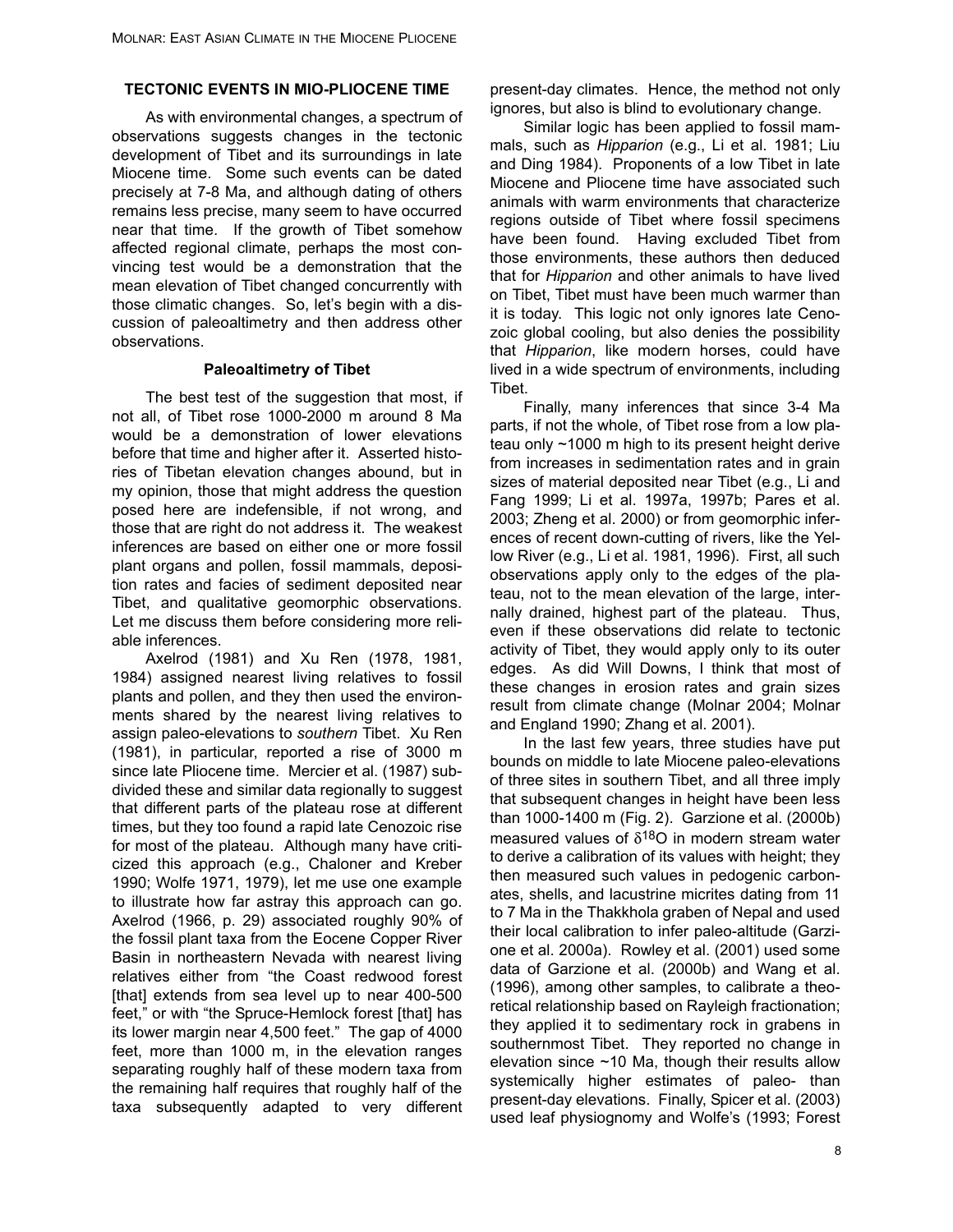## TECTONIC EVENTS IN MIO-PLIOCENE TIME

As with environmental changes, a spectrum of observations suggests changes in the tectonic development of Tibet and its surroundings in late Miocene time. Some such events can be dated precisely at 7-8 Ma, and although dating of others remains less precise, many seem to have occurred near that time. If the growth of Tibet somehow affected regional climate, perhaps the most convincing test would be a demonstration that the mean elevation of Tibet changed concurrently with those climatic changes. So, let's begin with a discussion of paleoaltimetry and then address other observations.

### Paleoaltimetry of Tibet

The best test of the suggestion that most, if not all, of Tibet rose 1000-2000 m around 8 Ma would be a demonstration of lower elevations before that time and higher after it. Asserted histories of Tibetan elevation changes abound, but in my opinion, those that might address the question posed here are indefensible, if not wrong, and those that are right do not address it. The weakest inferences are based on either one or more fossil plant organs and pollen, fossil mammals, deposition rates and facies of sediment deposited near Tibet, and qualitative geomorphic observations. Let me discuss them before considering more reliable inferences.

Axelrod (1981) and Xu Ren (1978, 1981, 1984) assigned nearest living relatives to fossil plants and pollen, and they then used the environments shared by the nearest living relatives to assign paleo-elevations to *southern* Tibet. Xu Ren (1981), in particular, reported a rise of 3000 m since late Pliocene time. Mercier et al. (1987) subdivided these and similar data regionally to suggest that different parts of the plateau rose at different times, but they too found a rapid late Cenozoic rise for most of the plateau. Although many have criticized this approach (e.g., Chaloner and Kreber 1990; Wolfe 1971, 1979), let me use one example to illustrate how far astray this approach can go. Axelrod (1966, p. 29) associated roughly 90% of the fossil plant taxa from the Eocene Copper River Basin in northeastern Nevada with nearest living relatives either from "the Coast redwood forest [that] extends from sea level up to near 400-500 feet," or with "the Spruce-Hemlock forest [that] has its lower margin near 4,500 feet." The gap of 4000 feet, more than 1000 m, in the elevation ranges separating roughly half of these modern taxa from the remaining half requires that roughly half of the taxa subsequently adapted to very different present-day climates. Hence, the method not only ignores, but also is blind to evolutionary change.

Similar logic has been applied to fossil mammals, such as *Hipparion* (e.g., Li et al. 1981; Liu and Ding 1984). Proponents of a low Tibet in late Miocene and Pliocene time have associated such animals with warm environments that characterize regions outside of Tibet where fossil specimens have been found. Having excluded Tibet from those environments, these authors then deduced that for *Hipparion* and other animals to have lived on Tibet, Tibet must have been much warmer than it is today. This logic not only ignores late Cenozoic global cooling, but also denies the possibility that *Hipparion*, like modern horses, could have lived in a wide spectrum of environments, including Tibet.

Finally, many inferences that since 3-4 Ma parts, if not the whole, of Tibet rose from a low plateau only ~1000 m high to its present height derive from increases in sedimentation rates and in grain sizes of material deposited near Tibet (e.g., Li and Fang 1999; Li et al. 1997a, 1997b; Pares et al. 2003; Zheng et al. 2000) or from geomorphic inferences of recent down-cutting of rivers, like the Yellow River (e.g., Li et al. 1981, 1996). First, all such observations apply only to the edges of the plateau, not to the mean elevation of the large, internally drained, highest part of the plateau. Thus, even if these observations did relate to tectonic activity of Tibet, they would apply only to its outer edges. As did Will Downs, I think that most of these changes in erosion rates and grain sizes result from climate change (Molnar 2004; Molnar and England 1990; Zhang et al. 2001).

In the last few years, three studies have put bounds on middle to late Miocene paleo-elevations of three sites in southern Tibet, and all three imply that subsequent changes in height have been less than 1000-1400 m (Fig. 2). Garzione et al. (2000b) measured values of $\delta^{18}O$ in modern stream water to derive a calibration of its values with height; they then measured such values in pedogenic carbonates, shells, and lacustrine micrites dating from 11 to 7 Ma in the Thakkhola graben of Nepal and used their local calibration to infer paleo-altitude (Garzione et al. 2000a). Rowley et al. (2001) used some data of Garzione et al. (2000b) and Wang et al. (1996), among other samples, to calibrate a theoretical relationship based on Rayleigh fractionation; they applied it to sedimentary rock in grabens in southernmost Tibet. They reported no change in elevation since ~10 Ma, though their results allow systemically higher estimates of paleo- than present-day elevations. Finally, Spicer et al. (2003) used leaf physiognomy and Wolfe's (1993; Forest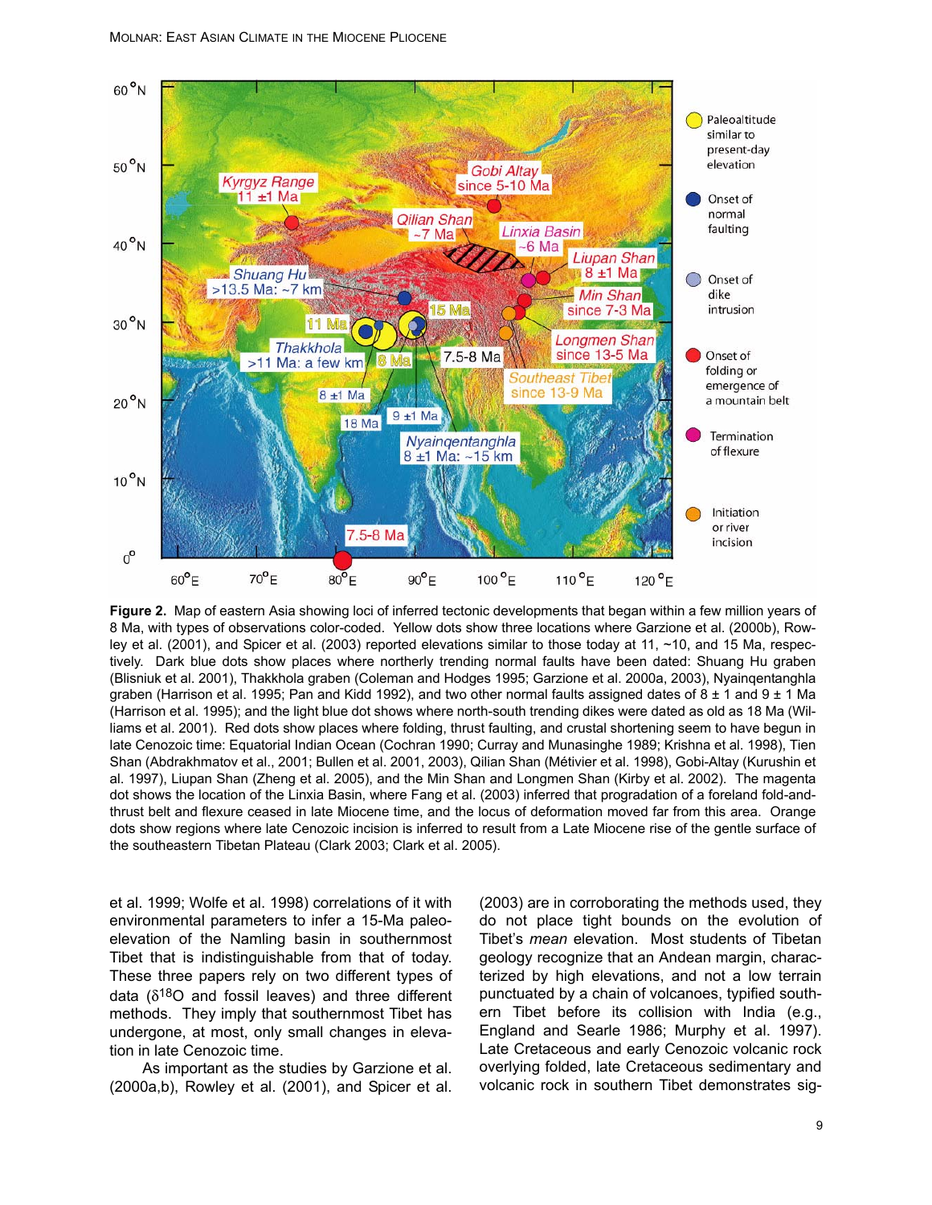**Figure 2.** Map of eastern Asia showing loci of inferred tectonic developments that began within a few million years of 8 Ma, with types of observations color-coded. Yellow dots show three locations where Garzione et al. (2000b), Rowley et al. (2001), and Spicer et al. (2003) reported elevations similar to those today at 11, ~10, and 15 Ma, respectively. Dark blue dots show places where northerly trending normal faults have been dated: Shuang Hu graben (Blisniuk et al. 2001), Thakkhola graben (Coleman and Hodges 1995; Garzione et al. 2000a, 2003), Nyainqentanghla graben (Harrison et al. 1995; Pan and Kidd 1992), and two other normal faults assigned dates of 8 ± 1 and 9 ± 1 Ma (Harrison et al. 1995); and the light blue dot shows where north-south trending dikes were dated as old as 18 Ma (Williams et al. 2001). Red dots show places where folding, thrust faulting, and crustal shortening seem to have begun in late Cenozoic time: Equatorial Indian Ocean (Cochran 1990; Curray and Munasinghe 1989; Krishna et al. 1998), Tien Shan (Abdrakhmatov et al., 2001; Bullen et al. 2001, 2003), Qilian Shan (Métivier et al. 1998), Gobi-Altay (Kurushin et al. 1997), Liupan Shan (Zheng et al. 2005), and the Min Shan and Longmen Shan (Kirby et al. 2002). The magenta dot shows the location of the Linxia Basin, where Fang et al. (2003) inferred that progradation of a foreland fold-and-thrust belt and flexure ceased in late Miocene time, and the locus of deformation moved far from this area. Orange dots show regions where late Cenozoic incision is inferred to result from a Late Miocene rise of the gentle surface of the southeastern Tibetan Plateau (Clark 2003; Clark et al. 2005).

et al. 1999; Wolfe et al. 1998) correlations of it with environmental parameters to infer a 15-Ma paleoelevation of the Namling basin in southernmost Tibet that is indistinguishable from that of today. These three papers rely on two different types of data ($\delta^{18}O$ and fossil leaves) and three different methods. They imply that southernmost Tibet has undergone, at most, only small changes in elevation in late Cenozoic time.

As important as the studies by Garzione et al. (2000a,b), Rowley et al. (2001), and Spicer et al. (2003) are in corroborating the methods used, they do not place tight bounds on the evolution of Tibet's *mean* elevation. Most students of Tibetan geology recognize that an Andean margin, characterized by high elevations, and not a low terrain punctuated by a chain of volcanoes, typified southern Tibet before its collision with India (e.g., England and Searle 1986; Murphy et al. 1997). Late Cretaceous and early Cenozoic volcanic rock overlying folded, late Cretaceous sedimentary and volcanic rock in southern Tibet demonstrates sig-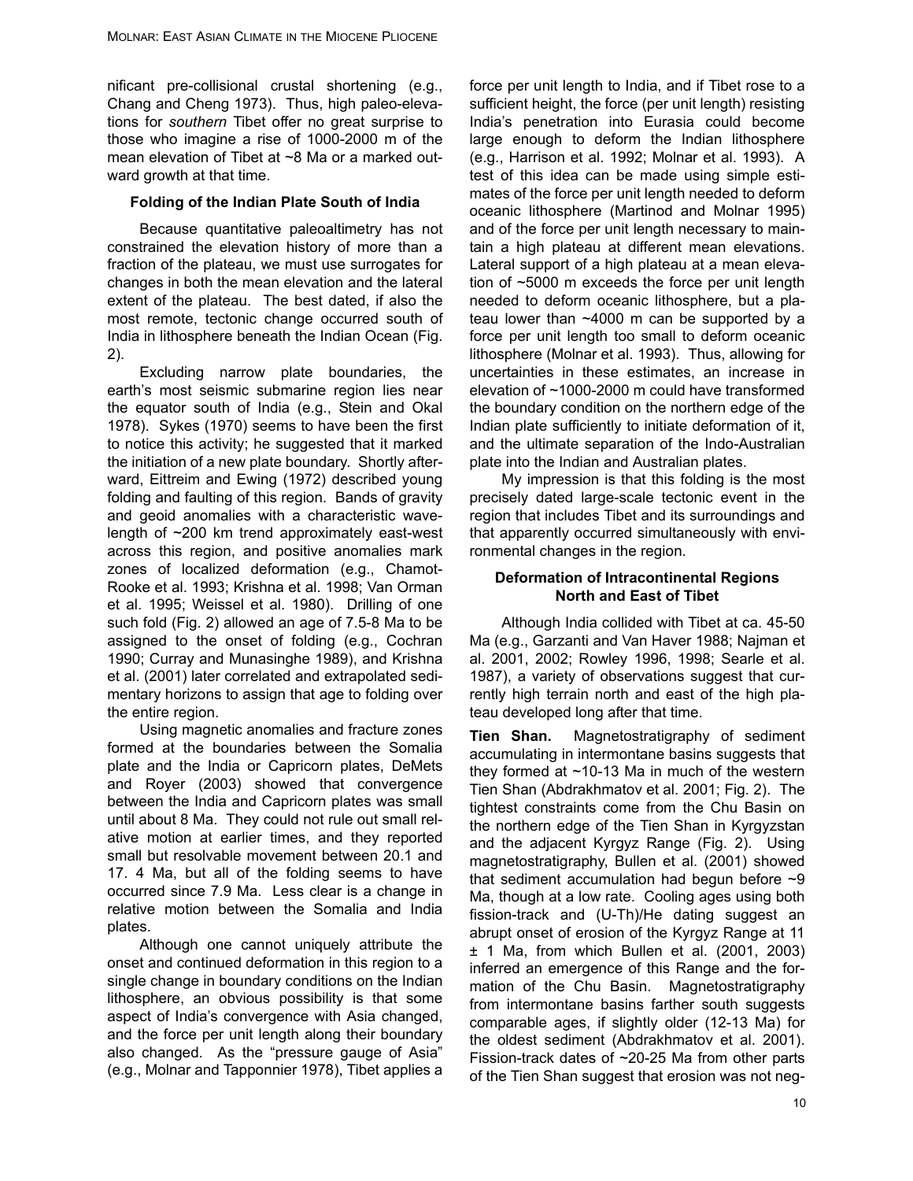nificant pre-collisional crustal shortening (e.g., Chang and Cheng 1973). Thus, high paleo-elevations for *southern* Tibet offer no great surprise to those who imagine a rise of 1000-2000 m of the mean elevation of Tibet at ~8 Ma or a marked outward growth at that time.

### Folding of the Indian Plate South of India

Because quantitative paleoaltimetry has not constrained the elevation history of more than a fraction of the plateau, we must use surrogates for changes in both the mean elevation and the lateral extent of the plateau. The best dated, if also the most remote, tectonic change occurred south of India in lithosphere beneath the Indian Ocean (Fig. 2).

Excluding narrow plate boundaries, the earth's most seismic submarine region lies near the equator south of India (e.g., Stein and Okal 1978). Sykes (1970) seems to have been the first to notice this activity; he suggested that it marked the initiation of a new plate boundary. Shortly afterward, Eittreim and Ewing (1972) described young folding and faulting of this region. Bands of gravity and geoid anomalies with a characteristic wavelength of ~200 km trend approximately east-west across this region, and positive anomalies mark zones of localized deformation (e.g., Chamot-Rooke et al. 1993; Krishna et al. 1998; Van Orman et al. 1995; Weissel et al. 1980). Drilling of one such fold (Fig. 2) allowed an age of 7.5-8 Ma to be assigned to the onset of folding (e.g., Cochran 1990; Curray and Munasinghe 1989), and Krishna et al. (2001) later correlated and extrapolated sedimentary horizons to assign that age to folding over the entire region.

Using magnetic anomalies and fracture zones formed at the boundaries between the Somalia plate and the India or Capricorn plates, DeMets and Royer (2003) showed that convergence between the India and Capricorn plates was small until about 8 Ma. They could not rule out small relative motion at earlier times, and they reported small but resolvable movement between 20.1 and 17. 4 Ma, but all of the folding seems to have occurred since 7.9 Ma. Less clear is a change in relative motion between the Somalia and India plates.

Although one cannot uniquely attribute the onset and continued deformation in this region to a single change in boundary conditions on the Indian lithosphere, an obvious possibility is that some aspect of India's convergence with Asia changed, and the force per unit length along their boundary also changed. As the "pressure gauge of Asia" (e.g., Molnar and Tapponnier 1978), Tibet applies a force per unit length to India, and if Tibet rose to a sufficient height, the force (per unit length) resisting India's penetration into Eurasia could become large enough to deform the Indian lithosphere (e.g., Harrison et al. 1992; Molnar et al. 1993). A test of this idea can be made using simple estimates of the force per unit length needed to deform oceanic lithosphere (Martinod and Molnar 1995) and of the force per unit length necessary to maintain a high plateau at different mean elevations. Lateral support of a high plateau at a mean elevation of ~5000 m exceeds the force per unit length needed to deform oceanic lithosphere, but a plateau lower than ~4000 m can be supported by a force per unit length too small to deform oceanic lithosphere (Molnar et al. 1993). Thus, allowing for uncertainties in these estimates, an increase in elevation of ~1000-2000 m could have transformed the boundary condition on the northern edge of the Indian plate sufficiently to initiate deformation of it, and the ultimate separation of the Indo-Australian plate into the Indian and Australian plates.

My impression is that this folding is the most precisely dated large-scale tectonic event in the region that includes Tibet and its surroundings and that apparently occurred simultaneously with environmental changes in the region.

### Deformation of Intracontinental Regions North and East of Tibet

Although India collided with Tibet at ca. 45-50 Ma (e.g., Garzanti and Van Haver 1988; Najman et al. 2001, 2002; Rowley 1996, 1998; Searle et al. 1987), a variety of observations suggest that currently high terrain north and east of the high plateau developed long after that time.

**Tien Shan.** Magnetostratigraphy of sediment accumulating in intermontane basins suggests that they formed at ~10-13 Ma in much of the western Tien Shan (Abdrakhmatov et al. 2001; Fig. 2). The tightest constraints come from the Chu Basin on the northern edge of the Tien Shan in Kyrgyzstan and the adjacent Kyrgyz Range (Fig. 2). Using magnetostratigraphy, Bullen et al. (2001) showed that sediment accumulation had begun before ~9 Ma, though at a low rate. Cooling ages using both fission-track and (U-Th)/He dating suggest an abrupt onset of erosion of the Kyrgyz Range at 11 ± 1 Ma, from which Bullen et al. (2001, 2003) inferred an emergence of this Range and the formation of the Chu Basin. Magnetostratigraphy from intermontane basins farther south suggests comparable ages, if slightly older (12-13 Ma) for the oldest sediment (Abdrakhmatov et al. 2001). Fission-track dates of ~20-25 Ma from other parts of the Tien Shan suggest that erosion was not neg-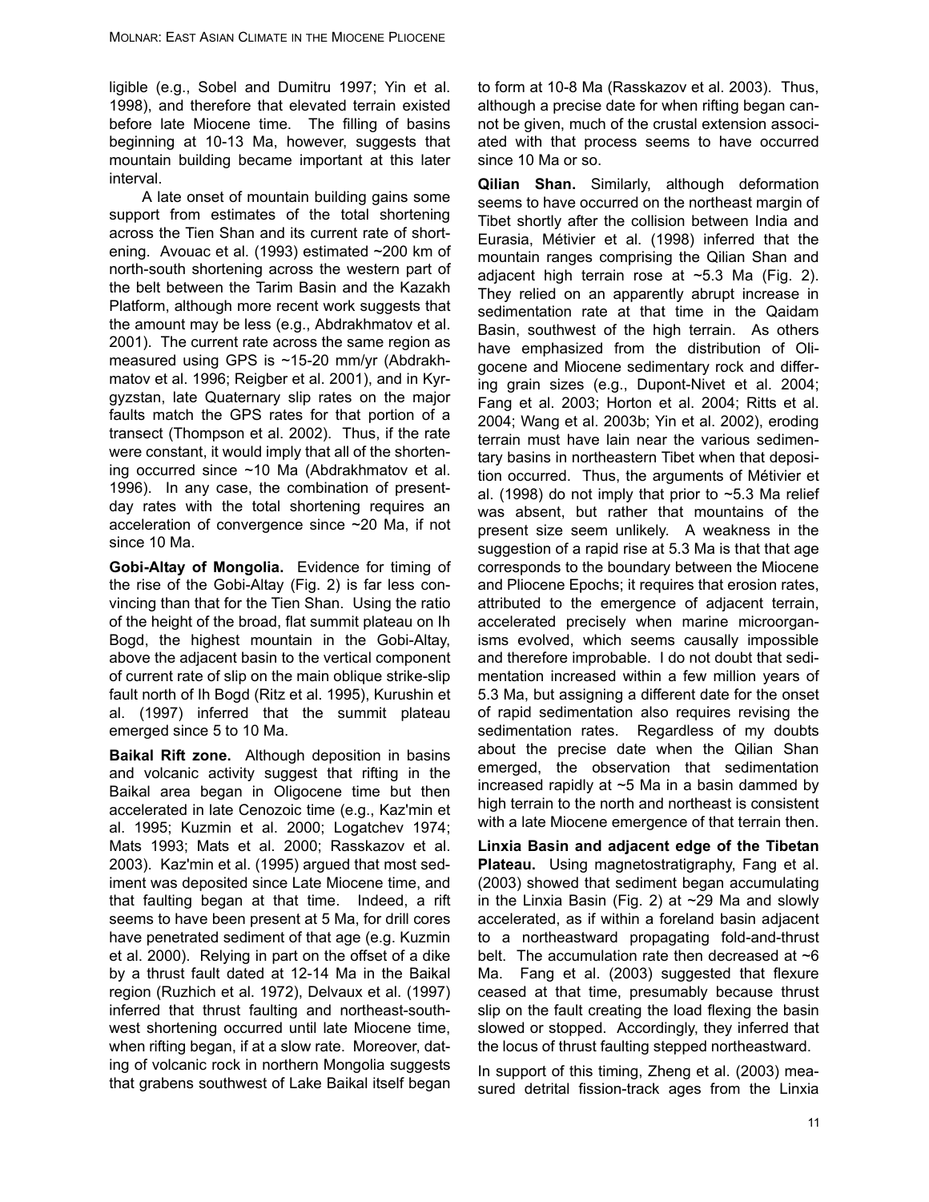ligible (e.g., Sobel and Dumitru 1997; Yin et al. 1998), and therefore that elevated terrain existed before late Miocene time. The filling of basins beginning at 10-13 Ma, however, suggests that mountain building became important at this later interval.

A late onset of mountain building gains some support from estimates of the total shortening across the Tien Shan and its current rate of shortening. Avouac et al. (1993) estimated ~200 km of north-south shortening across the western part of the belt between the Tarim Basin and the Kazakh Platform, although more recent work suggests that the amount may be less (e.g., Abdrakhmatov et al. 2001). The current rate across the same region as measured using GPS is ~15-20 mm/yr (Abdrakhmatov et al. 1996; Reigber et al. 2001), and in Kyrgyzstan, late Quaternary slip rates on the major faults match the GPS rates for that portion of a transect (Thompson et al. 2002). Thus, if the rate were constant, it would imply that all of the shortening occurred since ~10 Ma (Abdrakhmatov et al. 1996). In any case, the combination of present-day rates with the total shortening requires an acceleration of convergence since ~20 Ma, if not since 10 Ma.

**Gobi-Altay of Mongolia.** Evidence for timing of the rise of the Gobi-Altay (Fig. 2) is far less convincing than that for the Tien Shan. Using the ratio of the height of the broad, flat summit plateau on Ih Bogd, the highest mountain in the Gobi-Altay, above the adjacent basin to the vertical component of current rate of slip on the main oblique strike-slip fault north of Ih Bogd (Ritz et al. 1995), Kurushin et al. (1997) inferred that the summit plateau emerged since 5 to 10 Ma.

**Baikal Rift zone.** Although deposition in basins and volcanic activity suggest that rifting in the Baikal area began in Oligocene time but then accelerated in late Cenozoic time (e.g., Kaz'min et al. 1995; Kuzmin et al. 2000; Logatchev 1974; Mats 1993; Mats et al. 2000; Rasskazov et al. 2003). Kaz'min et al. (1995) argued that most sediment was deposited since Late Miocene time, and that faulting began at that time. Indeed, a rift seems to have been present at 5 Ma, for drill cores have penetrated sediment of that age (e.g. Kuzmin et al. 2000). Relying in part on the offset of a dike by a thrust fault dated at 12-14 Ma in the Baikal region (Ruzhich et al. 1972), Delvaux et al. (1997) inferred that thrust faulting and northeast-southwest shortening occurred until late Miocene time, when rifting began, if at a slow rate. Moreover, dating of volcanic rock in northern Mongolia suggests that grabens southwest of Lake Baikal itself began to form at 10-8 Ma (Rasskazov et al. 2003). Thus, although a precise date for when rifting began cannot be given, much of the crustal extension associated with that process seems to have occurred since 10 Ma or so.

**Qilian Shan.** Similarly, although deformation seems to have occurred on the northeast margin of Tibet shortly after the collision between India and Eurasia, Métivier et al. (1998) inferred that the mountain ranges comprising the Qilian Shan and adjacent high terrain rose at ~5.3 Ma (Fig. 2). They relied on an apparently abrupt increase in sedimentation rate at that time in the Qaidam Basin, southwest of the high terrain. As others have emphasized from the distribution of Oligocene and Miocene sedimentary rock and differing grain sizes (e.g., Dupont-Nivet et al. 2004; Fang et al. 2003; Horton et al. 2004; Ritts et al. 2004; Wang et al. 2003b; Yin et al. 2002), eroding terrain must have lain near the various sedimentary basins in northeastern Tibet when that deposition occurred. Thus, the arguments of Métivier et al. (1998) do not imply that prior to ~5.3 Ma relief was absent, but rather that mountains of the present size seem unlikely. A weakness in the suggestion of a rapid rise at 5.3 Ma is that that age corresponds to the boundary between the Miocene and Pliocene Epochs; it requires that erosion rates, attributed to the emergence of adjacent terrain, accelerated precisely when marine microorganisms evolved, which seems causally impossible and therefore improbable. I do not doubt that sedimentation increased within a few million years of 5.3 Ma, but assigning a different date for the onset of rapid sedimentation also requires revising the sedimentation rates. Regardless of my doubts about the precise date when the Qilian Shan emerged, the observation that sedimentation increased rapidly at ~5 Ma in a basin dammed by high terrain to the north and northeast is consistent with a late Miocene emergence of that terrain then.

**Linxia Basin and adjacent edge of the Tibetan Plateau.** Using magnetostratigraphy, Fang et al. (2003) showed that sediment began accumulating in the Linxia Basin (Fig. 2) at ~29 Ma and slowly accelerated, as if within a foreland basin adjacent to a northeastward propagating fold-and-thrust belt. The accumulation rate then decreased at ~6 Ma. Fang et al. (2003) suggested that flexure ceased at that time, presumably because thrust slip on the fault creating the load flexing the basin slowed or stopped. Accordingly, they inferred that the locus of thrust faulting stepped northeastward.

In support of this timing, Zheng et al. (2003) measured detrital fission-track ages from the Linxia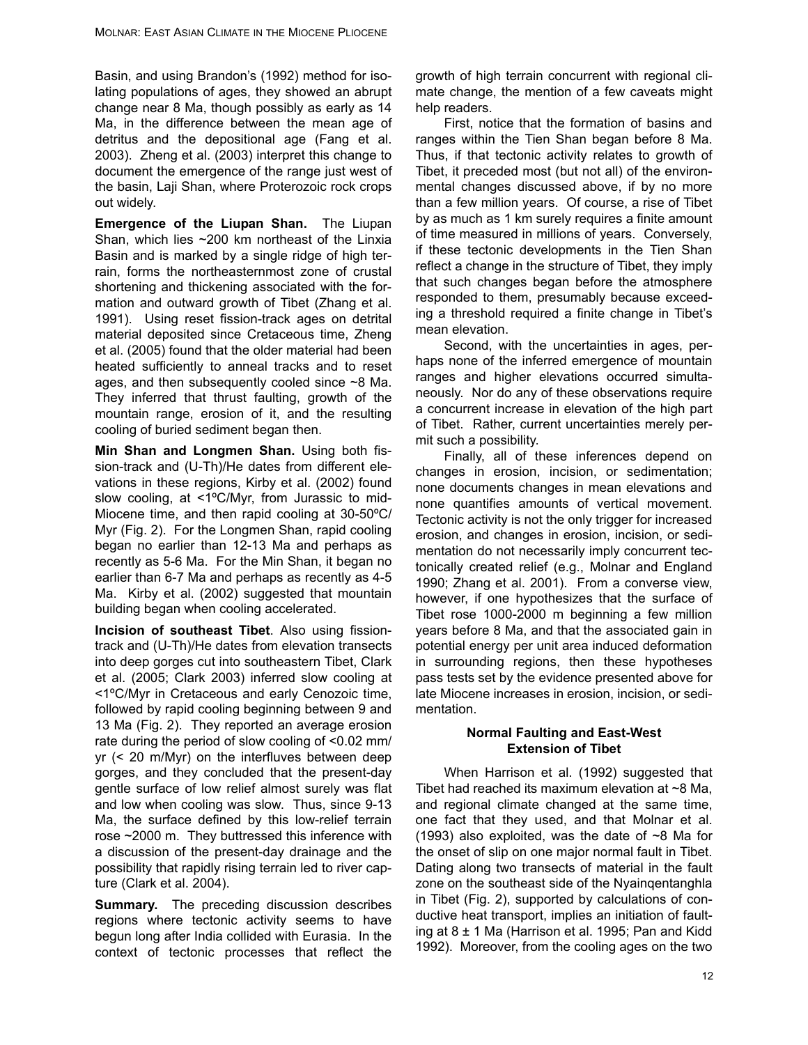Basin, and using Brandon's (1992) method for isolating populations of ages, they showed an abrupt change near 8 Ma, though possibly as early as 14 Ma, in the difference between the mean age of detritus and the depositional age (Fang et al. 2003). Zheng et al. (2003) interpret this change to document the emergence of the range just west of the basin, Laji Shan, where Proterozoic rock crops out widely.

**Emergence of the Liupan Shan.** The Liupan Shan, which lies ~200 km northeast of the Linxia Basin and is marked by a single ridge of high terrain, forms the northeasternmost zone of crustal shortening and thickening associated with the formation and outward growth of Tibet (Zhang et al. 1991). Using reset fission-track ages on detrital material deposited since Cretaceous time, Zheng et al. (2005) found that the older material had been heated sufficiently to anneal tracks and to reset ages, and then subsequently cooled since ~8 Ma. They inferred that thrust faulting, growth of the mountain range, erosion of it, and the resulting cooling of buried sediment began then.

**Min Shan and Longmen Shan.** Using both fission-track and (U-Th)/He dates from different elevations in these regions, Kirby et al. (2002) found slow cooling, at <1ºC/Myr, from Jurassic to mid-Miocene time, and then rapid cooling at 30-50ºC/Myr (Fig. 2). For the Longmen Shan, rapid cooling began no earlier than 12-13 Ma and perhaps as recently as 5-6 Ma. For the Min Shan, it began no earlier than 6-7 Ma and perhaps as recently as 4-5 Ma. Kirby et al. (2002) suggested that mountain building began when cooling accelerated.

**Incision of southeast Tibet**. Also using fission-track and (U-Th)/He dates from elevation transects into deep gorges cut into southeastern Tibet, Clark et al. (2005; Clark 2003) inferred slow cooling at <1ºC/Myr in Cretaceous and early Cenozoic time, followed by rapid cooling beginning between 9 and 13 Ma (Fig. 2). They reported an average erosion rate during the period of slow cooling of <0.02 mm/yr (< 20 m/Myr) on the interfluves between deep gorges, and they concluded that the present-day gentle surface of low relief almost surely was flat and low when cooling was slow. Thus, since 9-13 Ma, the surface defined by this low-relief terrain rose ~2000 m. They buttressed this inference with a discussion of the present-day drainage and the possibility that rapidly rising terrain led to river capture (Clark et al. 2004).

**Summary.** The preceding discussion describes regions where tectonic activity seems to have begun long after India collided with Eurasia. In the context of tectonic processes that reflect the growth of high terrain concurrent with regional climate change, the mention of a few caveats might help readers.

First, notice that the formation of basins and ranges within the Tien Shan began before 8 Ma. Thus, if that tectonic activity relates to growth of Tibet, it preceded most (but not all) of the environmental changes discussed above, if by no more than a few million years. Of course, a rise of Tibet by as much as 1 km surely requires a finite amount of time measured in millions of years. Conversely, if these tectonic developments in the Tien Shan reflect a change in the structure of Tibet, they imply that such changes began before the atmosphere responded to them, presumably because exceeding a threshold required a finite change in Tibet's mean elevation.

Second, with the uncertainties in ages, perhaps none of the inferred emergence of mountain ranges and higher elevations occurred simultaneously. Nor do any of these observations require a concurrent increase in elevation of the high part of Tibet. Rather, current uncertainties merely permit such a possibility.

Finally, all of these inferences depend on changes in erosion, incision, or sedimentation; none documents changes in mean elevations and none quantifies amounts of vertical movement. Tectonic activity is not the only trigger for increased erosion, and changes in erosion, incision, or sedimentation do not necessarily imply concurrent tectonically created relief (e.g., Molnar and England 1990; Zhang et al. 2001). From a converse view, however, if one hypothesizes that the surface of Tibet rose 1000-2000 m beginning a few million years before 8 Ma, and that the associated gain in potential energy per unit area induced deformation in surrounding regions, then these hypotheses pass tests set by the evidence presented above for late Miocene increases in erosion, incision, or sedimentation.

## Normal Faulting and East-West Extension of Tibet

When Harrison et al. (1992) suggested that Tibet had reached its maximum elevation at ~8 Ma, and regional climate changed at the same time, one fact that they used, and that Molnar et al. (1993) also exploited, was the date of ~8 Ma for the onset of slip on one major normal fault in Tibet. Dating along two transects of material in the fault zone on the southeast side of the Nyainqentanghla in Tibet (Fig. 2), supported by calculations of conductive heat transport, implies an initiation of faulting at 8 ± 1 Ma (Harrison et al. 1995; Pan and Kidd 1992). Moreover, from the cooling ages on the two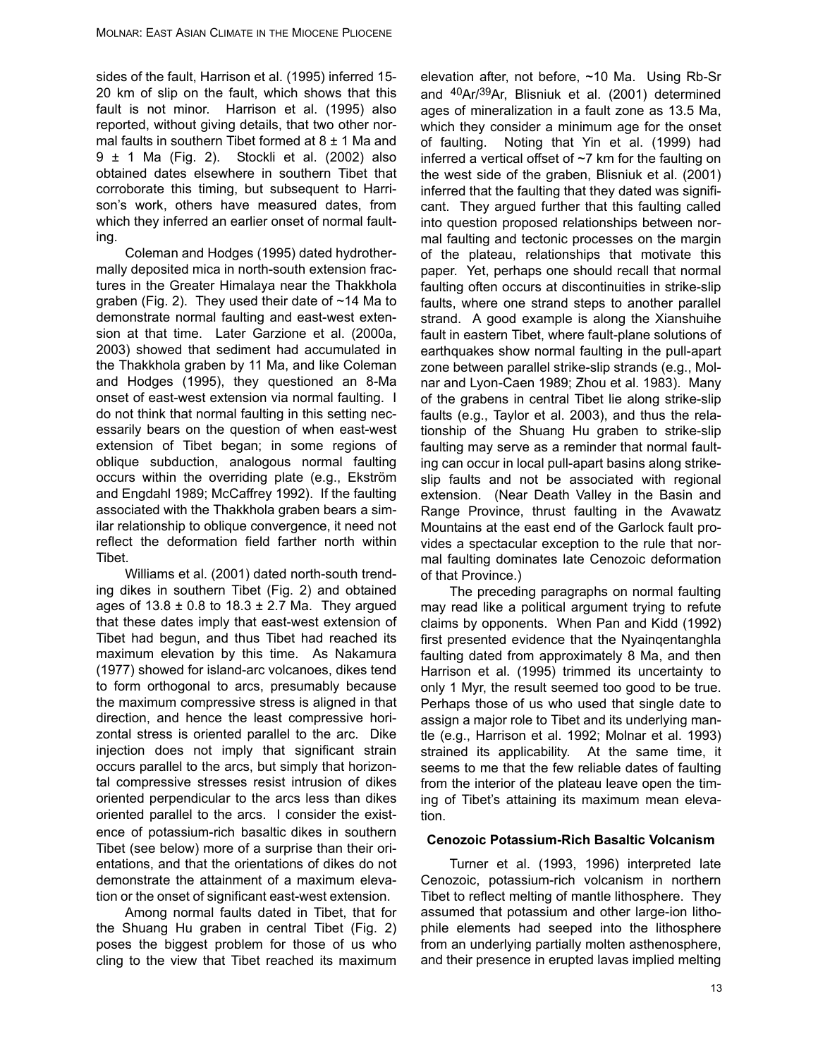sides of the fault, Harrison et al. (1995) inferred 15-20 km of slip on the fault, which shows that this fault is not minor. Harrison et al. (1995) also reported, without giving details, that two other normal faults in southern Tibet formed at 8 ± 1 Ma and 9 ± 1 Ma (Fig. 2). Stockli et al. (2002) also obtained dates elsewhere in southern Tibet that corroborate this timing, but subsequent to Harrison's work, others have measured dates, from which they inferred an earlier onset of normal faulting.

Coleman and Hodges (1995) dated hydrothermally deposited mica in north-south extension fractures in the Greater Himalaya near the Thakkhola graben (Fig. 2). They used their date of ~14 Ma to demonstrate normal faulting and east-west extension at that time. Later Garzione et al. (2000a, 2003) showed that sediment had accumulated in the Thakkhola graben by 11 Ma, and like Coleman and Hodges (1995), they questioned an 8-Ma onset of east-west extension via normal faulting. I do not think that normal faulting in this setting necessarily bears on the question of when east-west extension of Tibet began; in some regions of oblique subduction, analogous normal faulting occurs within the overriding plate (e.g., Ekström and Engdahl 1989; McCaffrey 1992). If the faulting associated with the Thakkhola graben bears a similar relationship to oblique convergence, it need not reflect the deformation field farther north within Tibet.

Williams et al. (2001) dated north-south trending dikes in southern Tibet (Fig. 2) and obtained ages of 13.8 ± 0.8 to 18.3 ± 2.7 Ma. They argued that these dates imply that east-west extension of Tibet had begun, and thus Tibet had reached its maximum elevation by this time. As Nakamura (1977) showed for island-arc volcanoes, dikes tend to form orthogonal to arcs, presumably because the maximum compressive stress is aligned in that direction, and hence the least compressive horizontal stress is oriented parallel to the arc. Dike injection does not imply that significant strain occurs parallel to the arcs, but simply that horizontal compressive stresses resist intrusion of dikes oriented perpendicular to the arcs less than dikes oriented parallel to the arcs. I consider the existence of potassium-rich basaltic dikes in southern Tibet (see below) more of a surprise than their orientations, and that the orientations of dikes do not demonstrate the attainment of a maximum elevation or the onset of significant east-west extension.

Among normal faults dated in Tibet, that for the Shuang Hu graben in central Tibet (Fig. 2) poses the biggest problem for those of us who cling to the view that Tibet reached its maximum elevation after, not before, ~10 Ma. Using Rb-Sr and $^{40}Ar/^{39}Ar$, Blisniuk et al. (2001) determined ages of mineralization in a fault zone as 13.5 Ma, which they consider a minimum age for the onset of faulting. Noting that Yin et al. (1999) had inferred a vertical offset of ~7 km for the faulting on the west side of the graben, Blisniuk et al. (2001) inferred that the faulting that they dated was significant. They argued further that this faulting called into question proposed relationships between normal faulting and tectonic processes on the margin of the plateau, relationships that motivate this paper. Yet, perhaps one should recall that normal faulting often occurs at discontinuities in strike-slip faults, where one strand steps to another parallel strand. A good example is along the Xianshuihe fault in eastern Tibet, where fault-plane solutions of earthquakes show normal faulting in the pull-apart zone between parallel strike-slip strands (e.g., Molnar and Lyon-Caen 1989; Zhou et al. 1983). Many of the grabens in central Tibet lie along strike-slip faults (e.g., Taylor et al. 2003), and thus the relationship of the Shuang Hu graben to strike-slip faulting may serve as a reminder that normal faulting can occur in local pull-apart basins along strike-slip faults and not be associated with regional extension. (Near Death Valley in the Basin and Range Province, thrust faulting in the Avawatz Mountains at the east end of the Garlock fault provides a spectacular exception to the rule that normal faulting dominates late Cenozoic deformation of that Province.)

The preceding paragraphs on normal faulting may read like a political argument trying to refute claims by opponents. When Pan and Kidd (1992) first presented evidence that the Nyainqentanghla faulting dated from approximately 8 Ma, and then Harrison et al. (1995) trimmed its uncertainty to only 1 Myr, the result seemed too good to be true. Perhaps those of us who used that single date to assign a major role to Tibet and its underlying mantle (e.g., Harrison et al. 1992; Molnar et al. 1993) strained its applicability. At the same time, it seems to me that the few reliable dates of faulting from the interior of the plateau leave open the timing of Tibet's attaining its maximum mean elevation.

### Cenozoic Potassium-Rich Basaltic Volcanism

Turner et al. (1993, 1996) interpreted late Cenozoic, potassium-rich volcanism in northern Tibet to reflect melting of mantle lithosphere. They assumed that potassium and other large-ion lithophile elements had seeped into the lithosphere from an underlying partially molten asthenosphere, and their presence in erupted lavas implied melting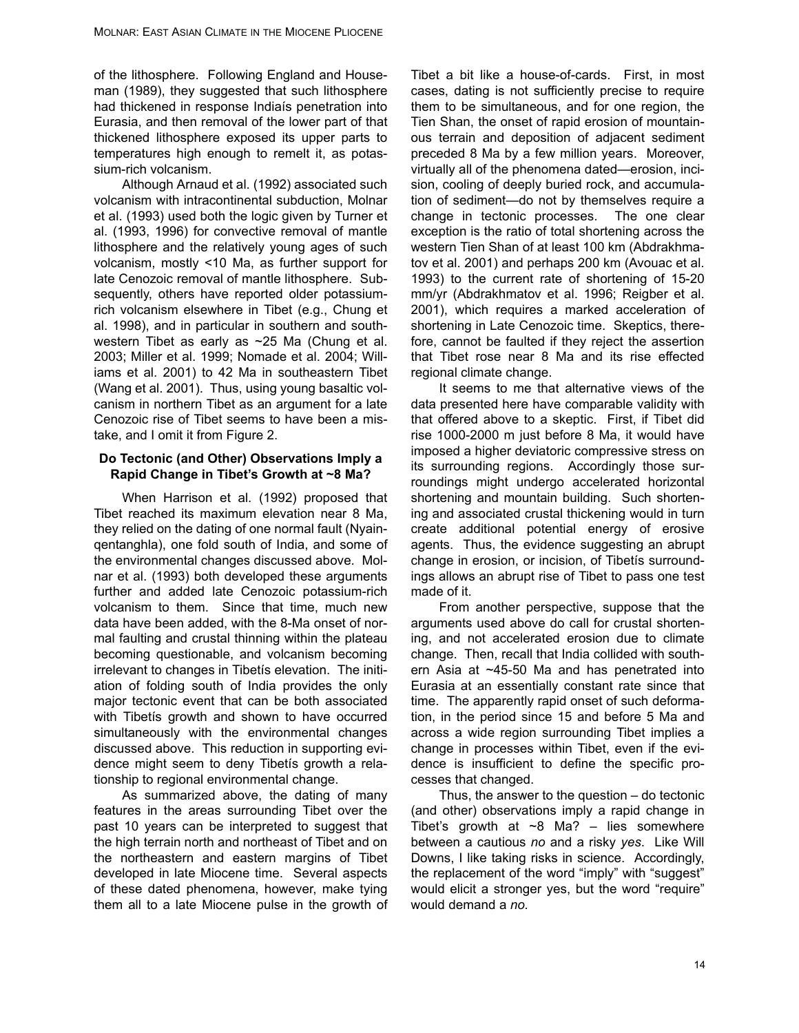of the lithosphere. Following England and Houseman (1989), they suggested that such lithosphere had thickened in response Indiaís penetration into Eurasia, and then removal of the lower part of that thickened lithosphere exposed its upper parts to temperatures high enough to remelt it, as potassium-rich volcanism.

Although Arnaud et al. (1992) associated such volcanism with intracontinental subduction, Molnar et al. (1993) used both the logic given by Turner et al. (1993, 1996) for convective removal of mantle lithosphere and the relatively young ages of such volcanism, mostly <10 Ma, as further support for late Cenozoic removal of mantle lithosphere. Subsequently, others have reported older potassium-rich volcanism elsewhere in Tibet (e.g., Chung et al. 1998), and in particular in southern and southwestern Tibet as early as ~25 Ma (Chung et al. 2003; Miller et al. 1999; Nomade et al. 2004; Williams et al. 2001) to 42 Ma in southeastern Tibet (Wang et al. 2001). Thus, using young basaltic volcanism in northern Tibet as an argument for a late Cenozoic rise of Tibet seems to have been a mistake, and I omit it from Figure 2.

## Do Tectonic (and Other) Observations Imply a Rapid Change in Tibet's Growth at ~8 Ma?

When Harrison et al. (1992) proposed that Tibet reached its maximum elevation near 8 Ma, they relied on the dating of one normal fault (Nyainqentanghla), one fold south of India, and some of the environmental changes discussed above. Molnar et al. (1993) both developed these arguments further and added late Cenozoic potassium-rich volcanism to them. Since that time, much new data have been added, with the 8-Ma onset of normal faulting and crustal thinning within the plateau becoming questionable, and volcanism becoming irrelevant to changes in Tibetís elevation. The initiation of folding south of India provides the only major tectonic event that can be both associated with Tibetís growth and shown to have occurred simultaneously with the environmental changes discussed above. This reduction in supporting evidence might seem to deny Tibetís growth a relationship to regional environmental change.

As summarized above, the dating of many features in the areas surrounding Tibet over the past 10 years can be interpreted to suggest that the high terrain north and northeast of Tibet and on the northeastern and eastern margins of Tibet developed in late Miocene time. Several aspects of these dated phenomena, however, make tying them all to a late Miocene pulse in the growth of Tibet a bit like a house-of-cards. First, in most cases, dating is not sufficiently precise to require them to be simultaneous, and for one region, the Tien Shan, the onset of rapid erosion of mountainous terrain and deposition of adjacent sediment preceded 8 Ma by a few million years. Moreover, virtually all of the phenomena dated—erosion, incision, cooling of deeply buried rock, and accumulation of sediment—do not by themselves require a change in tectonic processes. The one clear exception is the ratio of total shortening across the western Tien Shan of at least 100 km (Abdrakhmatov et al. 2001) and perhaps 200 km (Avouac et al. 1993) to the current rate of shortening of 15-20 mm/yr (Abdrakhmatov et al. 1996; Reigber et al. 2001), which requires a marked acceleration of shortening in Late Cenozoic time. Skeptics, therefore, cannot be faulted if they reject the assertion that Tibet rose near 8 Ma and its rise effected regional climate change.

It seems to me that alternative views of the data presented here have comparable validity with that offered above to a skeptic. First, if Tibet did rise 1000-2000 m just before 8 Ma, it would have imposed a higher deviatoric compressive stress on its surrounding regions. Accordingly those surroundings might undergo accelerated horizontal shortening and mountain building. Such shortening and associated crustal thickening would in turn create additional potential energy of erosive agents. Thus, the evidence suggesting an abrupt change in erosion, or incision, of Tibetís surroundings allows an abrupt rise of Tibet to pass one test made of it.

From another perspective, suppose that the arguments used above do call for crustal shortening, and not accelerated erosion due to climate change. Then, recall that India collided with southern Asia at ~45-50 Ma and has penetrated into Eurasia at an essentially constant rate since that time. The apparently rapid onset of such deformation, in the period since 15 and before 5 Ma and across a wide region surrounding Tibet implies a change in processes within Tibet, even if the evidence is insufficient to define the specific processes that changed.

Thus, the answer to the question – do tectonic (and other) observations imply a rapid change in Tibet's growth at ~8 Ma? – lies somewhere between a cautious *no* and a risky *yes*. Like Will Downs, I like taking risks in science. Accordingly, the replacement of the word "imply" with "suggest" would elicit a stronger yes, but the word "require" would demand a *no*.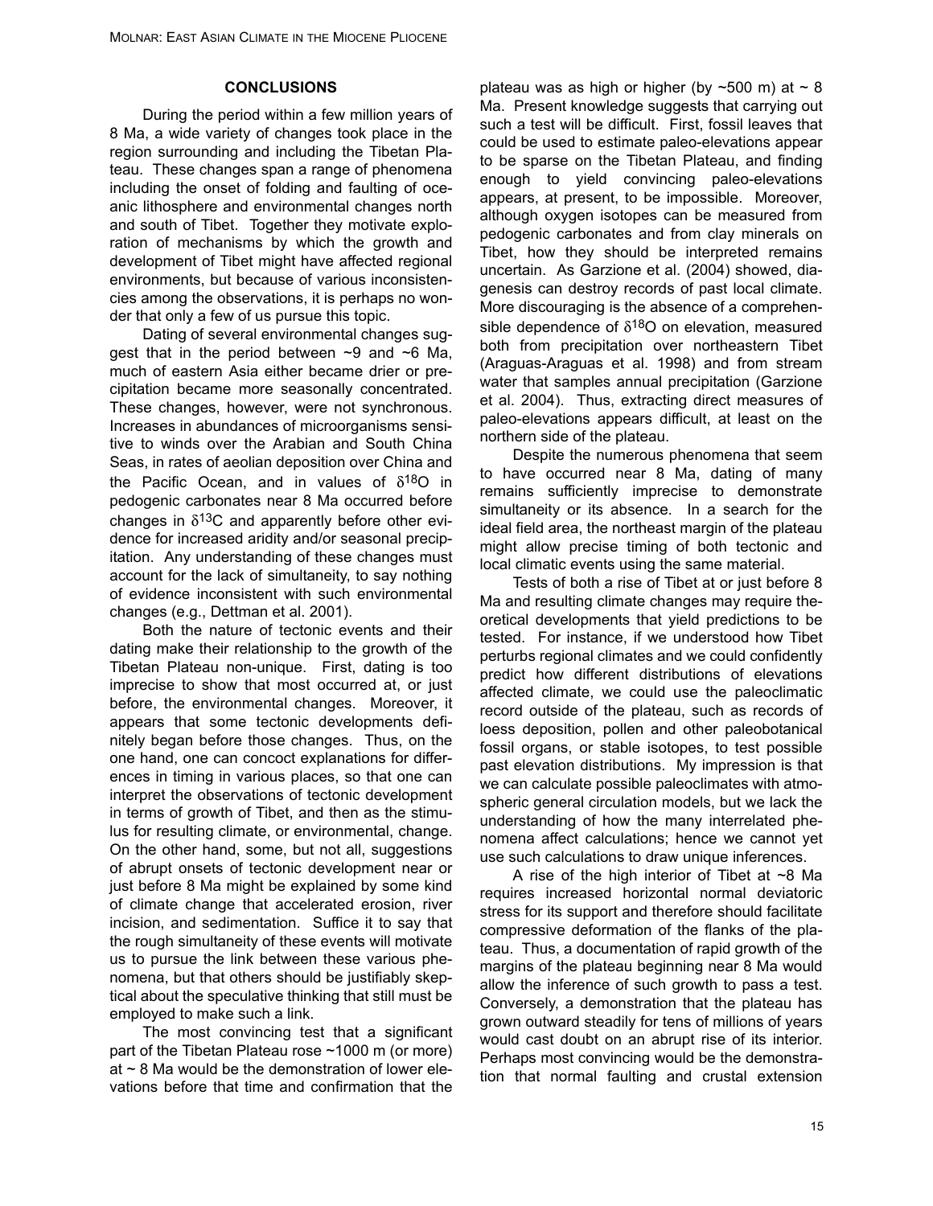## CONCLUSIONS

During the period within a few million years of 8 Ma, a wide variety of changes took place in the region surrounding and including the Tibetan Plateau. These changes span a range of phenomena including the onset of folding and faulting of oceanic lithosphere and environmental changes north and south of Tibet. Together they motivate exploration of mechanisms by which the growth and development of Tibet might have affected regional environments, but because of various inconsistencies among the observations, it is perhaps no wonder that only a few of us pursue this topic.

Dating of several environmental changes suggest that in the period between ~9 and ~6 Ma, much of eastern Asia either became drier or precipitation became more seasonally concentrated. These changes, however, were not synchronous. Increases in abundances of microorganisms sensitive to winds over the Arabian and South China Seas, in rates of aeolian deposition over China and the Pacific Ocean, and in values of $\delta^{18}O$ in pedogenic carbonates near 8 Ma occurred before changes in $\delta^{13}C$ and apparently before other evidence for increased aridity and/or seasonal precipitation. Any understanding of these changes must account for the lack of simultaneity, to say nothing of evidence inconsistent with such environmental changes (e.g., Dettman et al. 2001).

Both the nature of tectonic events and their dating make their relationship to the growth of the Tibetan Plateau non-unique. First, dating is too imprecise to show that most occurred at, or just before, the environmental changes. Moreover, it appears that some tectonic developments definitely began before those changes. Thus, on the one hand, one can concoct explanations for differences in timing in various places, so that one can interpret the observations of tectonic development in terms of growth of Tibet, and then as the stimulus for resulting climate, or environmental, change. On the other hand, some, but not all, suggestions of abrupt onsets of tectonic development near or just before 8 Ma might be explained by some kind of climate change that accelerated erosion, river incision, and sedimentation. Suffice it to say that the rough simultaneity of these events will motivate us to pursue the link between these various phenomena, but that others should be justifiably skeptical about the speculative thinking that still must be employed to make such a link.

The most convincing test that a significant part of the Tibetan Plateau rose ~1000 m (or more) at ~ 8 Ma would be the demonstration of lower elevations before that time and confirmation that the plateau was as high or higher (by ~500 m) at ~ 8 Ma. Present knowledge suggests that carrying out such a test will be difficult. First, fossil leaves that could be used to estimate paleo-elevations appear to be sparse on the Tibetan Plateau, and finding enough to yield convincing paleo-elevations appears, at present, to be impossible. Moreover, although oxygen isotopes can be measured from pedogenic carbonates and from clay minerals on Tibet, how they should be interpreted remains uncertain. As Garzione et al. (2004) showed, diagenesis can destroy records of past local climate. More discouraging is the absence of a comprehensible dependence of $\delta^{18}O$ on elevation, measured both from precipitation over northeastern Tibet (Araguas-Araguas et al. 1998) and from stream water that samples annual precipitation (Garzione et al. 2004). Thus, extracting direct measures of paleo-elevations appears difficult, at least on the northern side of the plateau.

Despite the numerous phenomena that seem to have occurred near 8 Ma, dating of many remains sufficiently imprecise to demonstrate simultaneity or its absence. In a search for the ideal field area, the northeast margin of the plateau might allow precise timing of both tectonic and local climatic events using the same material.

Tests of both a rise of Tibet at or just before 8 Ma and resulting climate changes may require theoretical developments that yield predictions to be tested. For instance, if we understood how Tibet perturbs regional climates and we could confidently predict how different distributions of elevations affected climate, we could use the paleoclimatic record outside of the plateau, such as records of loess deposition, pollen and other paleobotanical fossil organs, or stable isotopes, to test possible past elevation distributions. My impression is that we can calculate possible paleoclimates with atmospheric general circulation models, but we lack the understanding of how the many interrelated phenomena affect calculations; hence we cannot yet use such calculations to draw unique inferences.

A rise of the high interior of Tibet at ~8 Ma requires increased horizontal normal deviatoric stress for its support and therefore should facilitate compressive deformation of the flanks of the plateau. Thus, a documentation of rapid growth of the margins of the plateau beginning near 8 Ma would allow the inference of such growth to pass a test. Conversely, a demonstration that the plateau has grown outward steadily for tens of millions of years would cast doubt on an abrupt rise of its interior. Perhaps most convincing would be the demonstration that normal faulting and crustal extension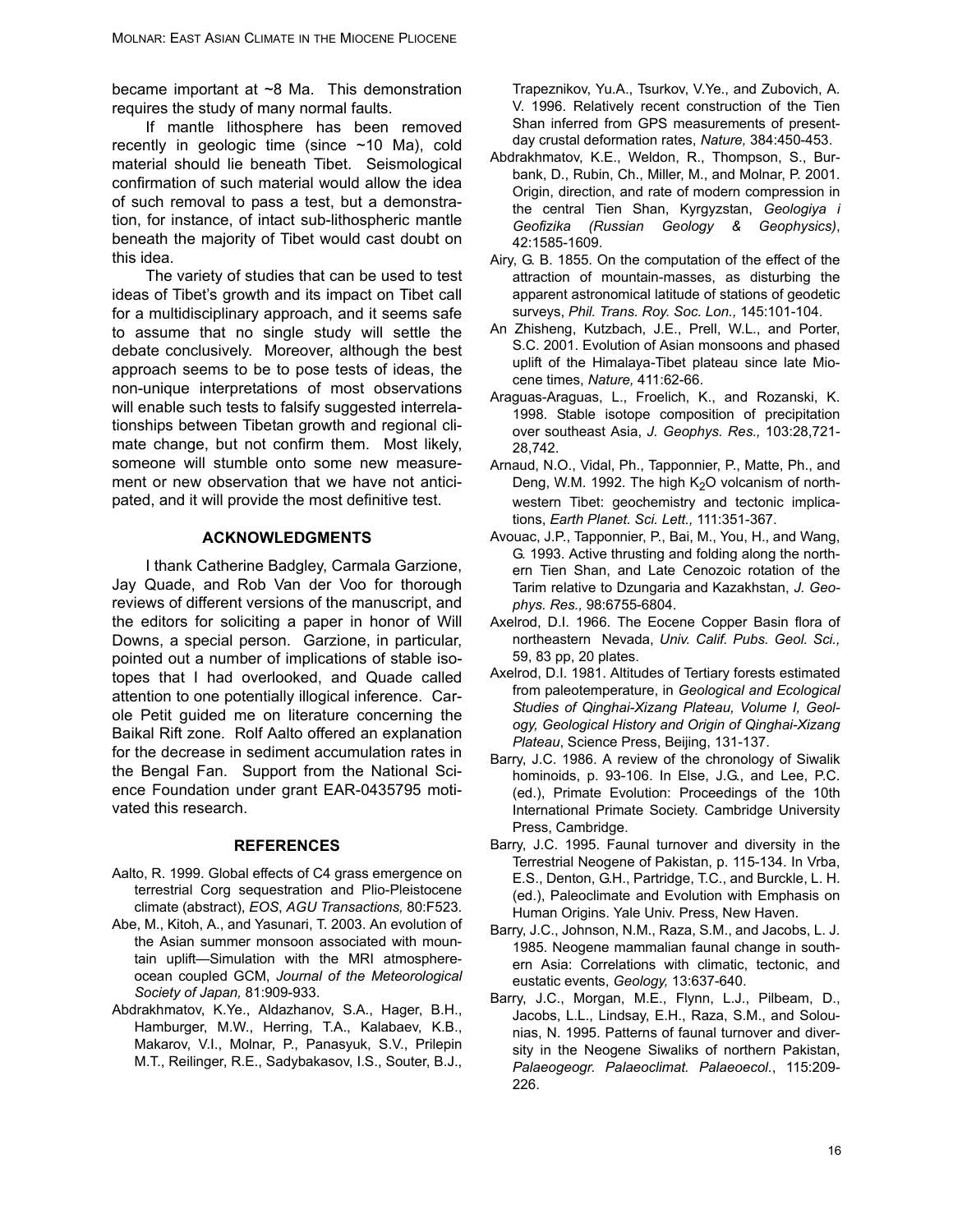became important at ~8 Ma. This demonstration requires the study of many normal faults.

If mantle lithosphere has been removed recently in geologic time (since ~10 Ma), cold material should lie beneath Tibet. Seismological confirmation of such material would allow the idea of such removal to pass a test, but a demonstration, for instance, of intact sub-lithospheric mantle beneath the majority of Tibet would cast doubt on this idea.

The variety of studies that can be used to test ideas of Tibet's growth and its impact on Tibet call for a multidisciplinary approach, and it seems safe to assume that no single study will settle the debate conclusively. Moreover, although the best approach seems to be to pose tests of ideas, the non-unique interpretations of most observations will enable such tests to falsify suggested interrelationships between Tibetan growth and regional climate change, but not confirm them. Most likely, someone will stumble onto some new measurement or new observation that we have not anticipated, and it will provide the most definitive test.

## ACKNOWLEDGMENTS

I thank Catherine Badgley, Carmala Garzione, Jay Quade, and Rob Van der Voo for thorough reviews of different versions of the manuscript, and the editors for soliciting a paper in honor of Will Downs, a special person. Garzione, in particular, pointed out a number of implications of stable isotopes that I had overlooked, and Quade called attention to one potentially illogical inference. Carole Petit guided me on literature concerning the Baikal Rift zone. Rolf Aalto offered an explanation for the decrease in sediment accumulation rates in the Bengal Fan. Support from the National Science Foundation under grant EAR-0435795 motivated this research.

## REFERENCES

Aalto, R. 1999. Global effects of C4 grass emergence on terrestrial Corg sequestration and Plio-Pleistocene climate (abstract), *EOS*, *AGU Transactions,* 80:F523.

Abe, M., Kitoh, A., and Yasunari, T. 2003. An evolution of the Asian summer monsoon associated with mountain uplift—Simulation with the MRI atmosphere-ocean coupled GCM, *Journal of the Meteorological Society of Japan,* 81:909-933.

Abdrakhmatov, K.Ye., Aldazhanov, S.A., Hager, B.H., Hamburger, M.W., Herring, T.A., Kalabaev, K.B., Makarov, V.I., Molnar, P., Panasyuk, S.V., Prilepin M.T., Reilinger, R.E., Sadybakasov, I.S., Souter, B.J., Trapeznikov, Yu.A., Tsurkov, V.Ye., and Zubovich, A. V. 1996. Relatively recent construction of the Tien Shan inferred from GPS measurements of present-day crustal deformation rates, *Nature,* 384:450-453.

Abdrakhmatov, K.E., Weldon, R., Thompson, S., Burbank, D., Rubin, Ch., Miller, M., and Molnar, P. 2001. Origin, direction, and rate of modern compression in the central Tien Shan, Kyrgyzstan, *Geologiya i Geofizika (Russian Geology & Geophysics)*, 42:1585-1609.

Airy, G. B. 1855. On the computation of the effect of the attraction of mountain-masses, as disturbing the apparent astronomical latitude of stations of geodetic surveys, *Phil. Trans. Roy. Soc. Lon.,* 145:101-104.

An Zhisheng, Kutzbach, J.E., Prell, W.L., and Porter, S.C. 2001. Evolution of Asian monsoons and phased uplift of the Himalaya-Tibet plateau since late Miocene times, *Nature,* 411:62-66.

Araguas-Araguas, L., Froelich, K., and Rozanski, K. 1998. Stable isotope composition of precipitation over southeast Asia, *J. Geophys. Res.,* 103:28,721-28,742.

Arnaud, N.O., Vidal, Ph., Tapponnier, P., Matte, Ph., and Deng, W.M. 1992. The high $K_2O$ volcanism of northwestern Tibet: geochemistry and tectonic implications, *Earth Planet. Sci. Lett.,* 111:351-367.

Avouac, J.P., Tapponnier, P., Bai, M., You, H., and Wang, G. 1993. Active thrusting and folding along the northern Tien Shan, and Late Cenozoic rotation of the Tarim relative to Dzungaria and Kazakhstan, *J. Geophys. Res.,* 98:6755-6804.

Axelrod, D.I. 1966. The Eocene Copper Basin flora of northeastern Nevada, *Univ. Calif. Pubs. Geol. Sci.,* 59, 83 pp, 20 plates.

Axelrod, D.I. 1981. Altitudes of Tertiary forests estimated from paleotemperature, in *Geological and Ecological Studies of Qinghai-Xizang Plateau, Volume I, Geology, Geological History and Origin of Qinghai-Xizang Plateau*, Science Press, Beijing, 131-137.

Barry, J.C. 1986. A review of the chronology of Siwalik hominoids, p. 93-106. In Else, J.G., and Lee, P.C. (ed.), Primate Evolution: Proceedings of the 10th International Primate Society. Cambridge University Press, Cambridge.

Barry, J.C. 1995. Faunal turnover and diversity in the Terrestrial Neogene of Pakistan, p. 115-134. In Vrba, E.S., Denton, G.H., Partridge, T.C., and Burckle, L. H. (ed.), Paleoclimate and Evolution with Emphasis on Human Origins. Yale Univ. Press, New Haven.

Barry, J.C., Johnson, N.M., Raza, S.M., and Jacobs, L. J. 1985. Neogene mammalian faunal change in southern Asia: Correlations with climatic, tectonic, and eustatic events, *Geology,* 13:637-640.

Barry, J.C., Morgan, M.E., Flynn, L.J., Pilbeam, D., Jacobs, L.L., Lindsay, E.H., Raza, S.M., and Solounias, N. 1995. Patterns of faunal turnover and diversity in the Neogene Siwaliks of northern Pakistan, *Palaeogeogr. Palaeoclimat. Palaeoecol.*, 115:209-226.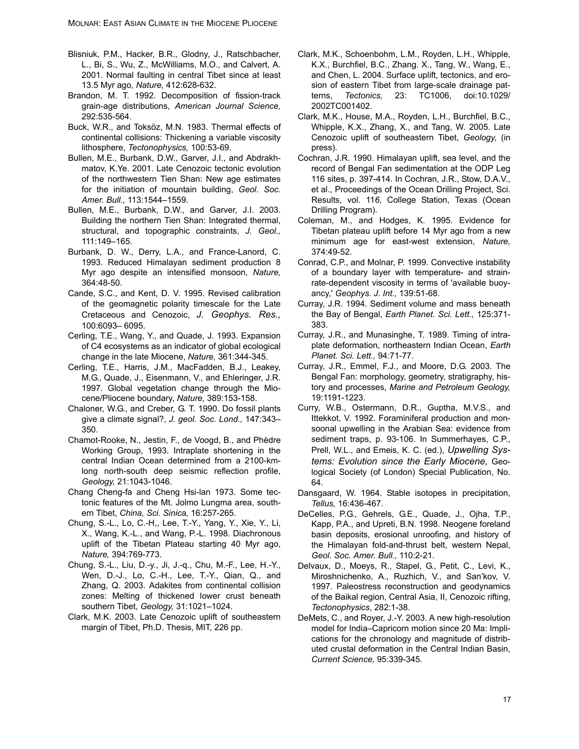Blisniuk, P.M., Hacker, B.R., Glodny, J., Ratschbacher, L., Bi, S., Wu, Z., McWilliams, M.O., and Calvert, A. 2001. Normal faulting in central Tibet since at least 13.5 Myr ago, *Nature,* 412:628-632.

Brandon, M. T. 1992. Decomposition of fission-track grain-age distributions, *American Journal Science,* 292:535-564.

Buck, W.R., and Toksöz, M.N. 1983. Thermal effects of continental collisions: Thickening a variable viscosity lithosphere, *Tectonophysics,* 100:53-69.

Bullen, M.E., Burbank, D.W., Garver, J.I., and Abdrakhmatov, K.Ye. 2001. Late Cenozoic tectonic evolution of the northwestern Tien Shan: New age estimates for the initiation of mountain building, *Geol. Soc. Amer. Bull.,* 113:1544–1559.

Bullen, M.E., Burbank, D.W., and Garver, J.I. 2003. Building the northern Tien Shan: Integrated thermal, structural, and topographic constraints, *J. Geol.,* 111:149–165.

Burbank, D. W., Derry, L.A., and France-Lanord, C. 1993. Reduced Himalayan sediment production 8 Myr ago despite an intensified monsoon, *Nature,* 364:48-50.

Cande, S.C., and Kent, D. V. 1995. Revised calibration of the geomagnetic polarity timescale for the Late Cretaceous and Cenozoic, *J. Geophys. Res.,* 100:6093– 6095.

Cerling, T.E., Wang, Y., and Quade, J. 1993. Expansion of C4 ecosystems as an indicator of global ecological change in the late Miocene, *Nature,* 361:344-345.

Cerling, T.E., Harris, J.M., MacFadden, B.J., Leakey, M.G., Quade, J., Eisenmann, V., and Ehleringer, J.R. 1997. Global vegetation change through the Miocene/Pliocene boundary, *Nature,* 389:153-158.

Chaloner, W.G., and Creber, G. T. 1990. Do fossil plants give a climate signal?, *J. geol. Soc. Lond.,* 147:343–350.

Chamot-Rooke, N., Jestin, F., de Voogd, B., and Phèdre Working Group, 1993. Intraplate shortening in the central Indian Ocean determined from a 2100-km-long north-south deep seismic reflection profile, *Geology,* 21:1043-1046.

Chang Cheng-fa and Cheng Hsi-lan 1973. Some tectonic features of the Mt. Jolmo Lungma area, southern Tibet, *China, Sci. Sinica,* 16:257-265.

Chung, S.-L., Lo, C.-H,, Lee, T.-Y., Yang, Y., Xie, Y., Li, X., Wang, K.-L., and Wang, P.-L. 1998. Diachronous uplift of the Tibetan Plateau starting 40 Myr ago, *Nature,* 394:769-773.

Chung, S.-L., Liu, D.-y., Ji, J.-q., Chu, M.-F., Lee, H.-Y., Wen, D.-J., Lo, C.-H., Lee, T.-Y., Qian, Q., and Zhang, Q. 2003. Adakites from continental collision zones: Melting of thickened lower crust beneath southern Tibet, *Geology,* 31:1021–1024.

Clark, M.K. 2003. Late Cenozoic uplift of southeastern margin of Tibet, Ph.D. Thesis, MIT, 226 pp.

Clark, M.K., Schoenbohm, L.M., Royden, L.H., Whipple, K.X., Burchfiel, B.C., Zhang. X., Tang, W., Wang, E., and Chen, L. 2004. Surface uplift, tectonics, and erosion of eastern Tibet from large-scale drainage patterns, *Tectonics,* 23: TC1006, doi:10.1029/2002TC001402.

Clark, M.K., House, M.A., Royden, L.H., Burchfiel, B.C., Whipple, K.X., Zhang, X., and Tang, W. 2005. Late Cenozoic uplift of southeastern Tibet, *Geology*, (in press).

Cochran, J.R. 1990. Himalayan uplift, sea level, and the record of Bengal Fan sedimentation at the ODP Leg 116 sites, p. 397-414. In Cochran, J.R., Stow, D.A.V., et al., Proceedings of the Ocean Drilling Project, Sci. Results, vol. 11*6*, College Station, Texas (Ocean Drilling Program).

Coleman, M., and Hodges, K. 1995. Evidence for Tibetan plateau uplift before 14 Myr ago from a new minimum age for east-west extension, *Nature,* 374:49-52.

Conrad, C.P., and Molnar, P. 1999. Convective instability of a boundary layer with temperature- and strain-rate-dependent viscosity in terms of 'available buoyancy,' *Geophys. J. Int.,* 139:51-68.

Curray, J.R. 1994. Sediment volume and mass beneath the Bay of Bengal, *Earth Planet. Sci. Lett.,* 125:371-383.

Curray, J.R., and Munasinghe, T. 1989. Timing of intraplate deformation, northeastern Indian Ocean, *Earth Planet. Sci. Lett.,* 94:71-77.

Curray, J.R., Emmel, F.J., and Moore, D.G. 2003. The Bengal Fan: morphology, geometry, stratigraphy, history and processes, *Marine and Petroleum Geology,* 19:1191-1223.

Curry, W.B., Ostermann, D.R., Guptha, M.V.S., and Ittekkot, V. 1992. Foraminiferal production and monsoonal upwelling in the Arabian Sea: evidence from sediment traps, p. 93-106. In Summerhayes, C.P., Prell, W.L., and Emeis, K. C. (ed.), *Upwelling Systems: Evolution since the Early Miocene,* Geological Society (of London) Special Publication, No. 64.

Dansgaard, W. 1964. Stable isotopes in precipitation, *Tellus,* 16:436-467.

DeCelles, P.G., Gehrels, G.E., Quade, J., Ojha, T.P., Kapp, P.A., and Upreti, B.N. 1998. Neogene foreland basin deposits, erosional unroofing, and history of the Himalayan fold-and-thrust belt, western Nepal, *Geol. Soc. Amer. Bull.,* 110:2-21.

Delvaux, D., Moeys, R., Stapel, G., Petit, C., Levi, K., Miroshnichenko, A., Ruzhich, V., and San'kov, V. 1997. Paleostress reconstruction and geodynamics of the Baikal region, Central Asia, II, Cenozoic rifting, *Tectonophysics*, 282:1-38.

DeMets, C., and Royer, J.-Y. 2003. A new high-resolution model for India–Capricorn motion since 20 Ma: Implications for the chronology and magnitude of distributed crustal deformation in the Central Indian Basin, *Current Science,* 95:339-345.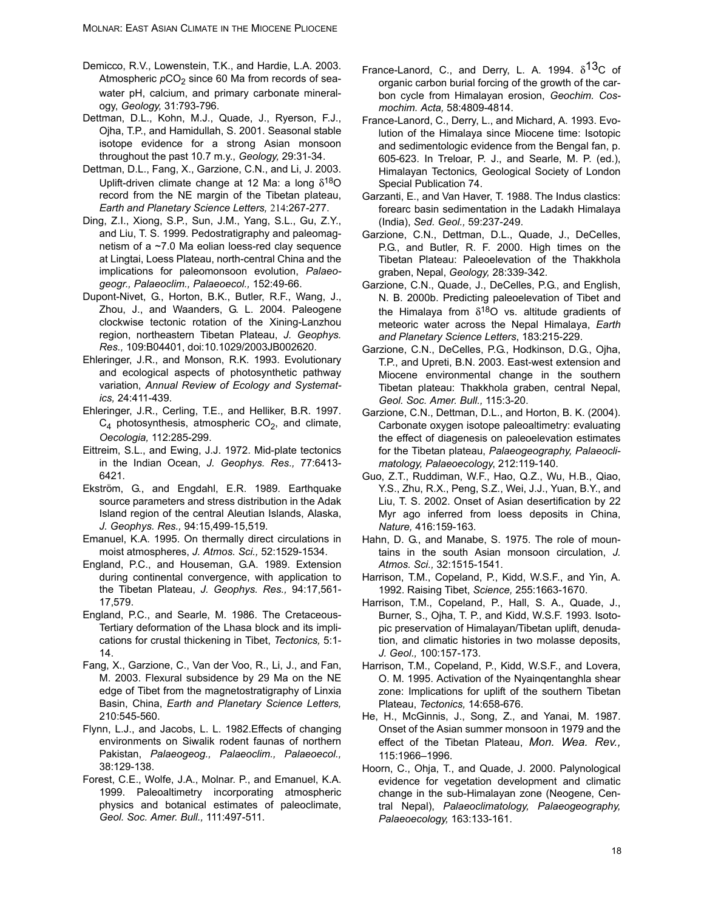Demicco, R.V., Lowenstein, T.K., and Hardie, L.A. 2003. Atmospheric $pCO_2$ since 60 Ma from records of seawater pH, calcium, and primary carbonate mineralogy, *Geology,* 31:793-796.

Dettman, D.L., Kohn, M.J., Quade, J., Ryerson, F.J., Ojha, T.P., and Hamidullah, S. 2001. Seasonal stable isotope evidence for a strong Asian monsoon throughout the past 10.7 m.y., *Geology,* 29:31-34.

Dettman, D.L., Fang, X., Garzione, C.N., and Li, J. 2003. Uplift-driven climate change at 12 Ma: a long $\delta^{18}O$ record from the NE margin of the Tibetan plateau, *Earth and Planetary Science Letters,* 214:267-277.

Ding, Z.I., Xiong, S.P., Sun, J.M., Yang, S.L., Gu, Z.Y., and Liu, T. S. 1999. Pedostratigraphy and paleomagnetism of a ~7.0 Ma eolian loess-red clay sequence at Lingtai, Loess Plateau, north-central China and the implications for paleomonsoon evolution, *Palaeogeogr., Palaeoclim., Palaeoecol.,* 152:49-66.

Dupont-Nivet, G., Horton, B.K., Butler, R.F., Wang, J., Zhou, J., and Waanders, G. L. 2004. Paleogene clockwise tectonic rotation of the Xining-Lanzhou region, northeastern Tibetan Plateau, *J. Geophys. Res.,* 109:B04401, doi:10.1029/2003JB002620.

Ehleringer, J.R., and Monson, R.K. 1993. Evolutionary and ecological aspects of photosynthetic pathway variation, *Annual Review of Ecology and Systematics,* 24:411-439.

Ehleringer, J.R., Cerling, T.E., and Helliker, B.R. 1997. $C_4$ photosynthesis, atmospheric $CO_2$, and climate, *Oecologia,* 112:285-299.

Eittreim, S.L., and Ewing, J.J. 1972. Mid-plate tectonics in the Indian Ocean, *J. Geophys. Res.,* 77:6413-6421.

Ekström, G., and Engdahl, E.R. 1989. Earthquake source parameters and stress distribution in the Adak Island region of the central Aleutian Islands, Alaska, *J. Geophys. Res.,* 94:15,499-15,519.

Emanuel, K.A. 1995. On thermally direct circulations in moist atmospheres, *J. Atmos. Sci.,* 52:1529-1534.

England, P.C., and Houseman, G.A. 1989. Extension during continental convergence, with application to the Tibetan Plateau, *J. Geophys. Res.,* 94:17,561-17,579.

England, P.C., and Searle, M. 1986. The Cretaceous-Tertiary deformation of the Lhasa block and its implications for crustal thickening in Tibet, *Tectonics,* 5:1-14.

Fang, X., Garzione, C., Van der Voo, R., Li, J., and Fan, M. 2003. Flexural subsidence by 29 Ma on the NE edge of Tibet from the magnetostratigraphy of Linxia Basin, China, *Earth and Planetary Science Letters,* 210:545-560.

Flynn, L.J., and Jacobs, L. L. 1982.Effects of changing environments on Siwalik rodent faunas of northern Pakistan, *Palaeogeog., Palaeoclim., Palaeoecol.,* 38:129-138.

Forest, C.E., Wolfe, J.A., Molnar. P., and Emanuel, K.A. 1999. Paleoaltimetry incorporating atmospheric physics and botanical estimates of paleoclimate, *Geol. Soc. Amer. Bull.,* 111:497-511.

France-Lanord, C., and Derry, L. A. 1994. $\delta^{13}C$ of organic carbon burial forcing of the growth of the carbon cycle from Himalayan erosion, *Geochim. Cosmochim. Acta*, 58:4809-4814.

France-Lanord, C., Derry, L., and Michard, A. 1993. Evolution of the Himalaya since Miocene time: Isotopic and sedimentologic evidence from the Bengal fan, p. 605-623. In Treloar, P. J., and Searle, M. P. (ed.), Himalayan Tectonics*,* Geological Society of London Special Publication 74.

Garzanti, E., and Van Haver, T. 1988. The Indus clastics: forearc basin sedimentation in the Ladakh Himalaya (India), *Sed. Geol.,* 59:237-249.

Garzione, C.N., Dettman, D.L., Quade, J., DeCelles, P.G., and Butler, R. F. 2000. High times on the Tibetan Plateau: Paleoelevation of the Thakkhola graben, Nepal, *Geology,* 28:339-342.

Garzione, C.N., Quade, J., DeCelles, P.G., and English, N. B. 2000b. Predicting paleoelevation of Tibet and the Himalaya from $\delta^{18}O$ vs. altitude gradients of meteoric water across the Nepal Himalaya, *Earth and Planetary Science Letters*, 183:215-229.

Garzione, C.N., DeCelles, P.G., Hodkinson, D.G., Ojha, T.P., and Upreti, B.N. 2003. East-west extension and Miocene environmental change in the southern Tibetan plateau: Thakkhola graben, central Nepal, *Geol. Soc. Amer. Bull.,* 115:3-20.

Garzione, C.N., Dettman, D.L., and Horton, B. K. (2004). Carbonate oxygen isotope paleoaltimetry: evaluating the effect of diagenesis on paleoelevation estimates for the Tibetan plateau, *Palaeogeography, Palaeoclimatology, Palaeoecology*, 212:119-140.

Guo, Z.T., Ruddiman, W.F., Hao, Q.Z., Wu, H.B., Qiao, Y.S., Zhu, R.X., Peng, S.Z., Wei, J.J., Yuan, B.Y., and Liu, T. S. 2002. Onset of Asian desertification by 22 Myr ago inferred from loess deposits in China, *Nature,* 416:159-163.

Hahn, D. G., and Manabe, S. 1975. The role of mountains in the south Asian monsoon circulation, *J. Atmos. Sci.,* 32:1515-1541.

Harrison, T.M., Copeland, P., Kidd, W.S.F., and Yin, A. 1992. Raising Tibet, *Science,* 255:1663-1670.

Harrison, T.M., Copeland, P., Hall, S. A., Quade, J., Burner, S., Ojha, T. P., and Kidd, W.S.F. 1993. Isotopic preservation of Himalayan/Tibetan uplift, denudation, and climatic histories in two molasse deposits, *J. Geol.,* 100:157-173.

Harrison, T.M., Copeland, P., Kidd, W.S.F., and Lovera, O. M. 1995. Activation of the Nyainqentanghla shear zone: Implications for uplift of the southern Tibetan Plateau, *Tectonics,* 14:658-676.

He, H., McGinnis, J., Song, Z., and Yanai, M. 1987. Onset of the Asian summer monsoon in 1979 and the effect of the Tibetan Plateau, *Mon. Wea. Rev.,* 115:1966–1996.

Hoorn, C., Ohja, T., and Quade, J. 2000. Palynological evidence for vegetation development and climatic change in the sub-Himalayan zone (Neogene, Central Nepal), *Palaeoclimatology, Palaeogeography, Palaeoecology,* 163:133-161.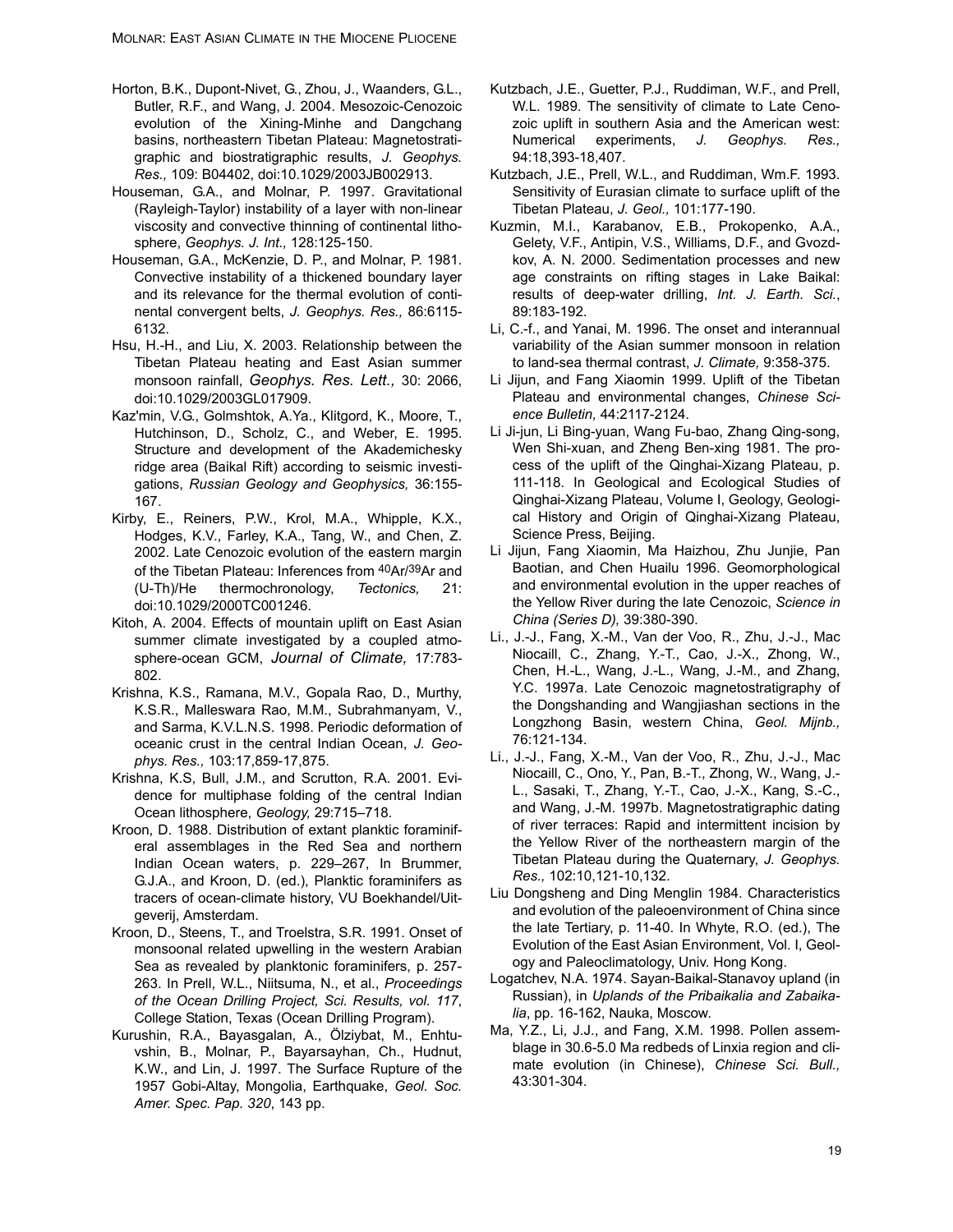Horton, B.K., Dupont-Nivet, G., Zhou, J., Waanders, G.L., Butler, R.F., and Wang, J. 2004. Mesozoic-Cenozoic evolution of the Xining-Minhe and Dangchang basins, northeastern Tibetan Plateau: Magnetostratigraphic and biostratigraphic results, *J. Geophys. Res.,* 109: B04402, doi:10.1029/2003JB002913.

Houseman, G.A., and Molnar, P. 1997. Gravitational (Rayleigh-Taylor) instability of a layer with non-linear viscosity and convective thinning of continental lithosphere, *Geophys. J. Int.,* 128:125-150.

Houseman, G.A., McKenzie, D. P., and Molnar, P. 1981. Convective instability of a thickened boundary layer and its relevance for the thermal evolution of continental convergent belts, *J. Geophys. Res.,* 86:6115-6132.

Hsu, H.-H., and Liu, X. 2003. Relationship between the Tibetan Plateau heating and East Asian summer monsoon rainfall, *Geophys. Res. Lett.,* 30: 2066, doi:10.1029/2003GL017909.

Kaz'min, V.G., Golmshtok, A.Ya., Klitgord, K., Moore, T., Hutchinson, D., Scholz, C., and Weber, E. 1995. Structure and development of the Akademichesky ridge area (Baikal Rift) according to seismic investigations, *Russian Geology and Geophysics,* 36:155-167.

Kirby, E., Reiners, P.W., Krol, M.A., Whipple, K.X., Hodges, K.V., Farley, K.A., Tang, W., and Chen, Z. 2002. Late Cenozoic evolution of the eastern margin of the Tibetan Plateau: Inferences from $^{40}Ar/^{39}Ar$ and (U-Th)/He thermochronology, *Tectonics,* 21: doi:10.1029/2000TC001246.

Kitoh, A. 2004. Effects of mountain uplift on East Asian summer climate investigated by a coupled atmosphere-ocean GCM, *Journal of Climate,* 17:783-802.

Krishna, K.S., Ramana, M.V., Gopala Rao, D., Murthy, K.S.R., Malleswara Rao, M.M., Subrahmanyam, V., and Sarma, K.V.L.N.S. 1998. Periodic deformation of oceanic crust in the central Indian Ocean, *J. Geophys. Res.,* 103:17,859-17,875.

Krishna, K.S, Bull, J.M., and Scrutton, R.A. 2001. Evidence for multiphase folding of the central Indian Ocean lithosphere, *Geology,* 29:715–718.

Kroon, D. 1988. Distribution of extant planktic foraminiferal assemblages in the Red Sea and northern Indian Ocean waters, p. 229–267, In Brummer, G.J.A., and Kroon, D. (ed.), Planktic foraminifers as tracers of ocean-climate history, VU Boekhandel/Uitgeverij, Amsterdam.

Kroon, D., Steens, T., and Troelstra, S.R. 1991. Onset of monsoonal related upwelling in the western Arabian Sea as revealed by planktonic foraminifers, p. 257-263. In Prell, W.L., Niitsuma, N., et al., *Proceedings of the Ocean Drilling Project, Sci. Results, vol. 117*, College Station, Texas (Ocean Drilling Program).

Kurushin, R.A., Bayasgalan, A., Ölziybat, M., Enhtuvshin, B., Molnar, P., Bayarsayhan, Ch., Hudnut, K.W., and Lin, J. 1997. The Surface Rupture of the 1957 Gobi-Altay, Mongolia, Earthquake, *Geol. Soc. Amer. Spec. Pap. 320*, 143 pp.

Kutzbach, J.E., Guetter, P.J., Ruddiman, W.F., and Prell, W.L. 1989. The sensitivity of climate to Late Cenozoic uplift in southern Asia and the American west: Numerical experiments, *J. Geophys. Res.,* 94:18,393-18,407.

Kutzbach, J.E., Prell, W.L., and Ruddiman, Wm.F. 1993. Sensitivity of Eurasian climate to surface uplift of the Tibetan Plateau, *J. Geol.,* 101:177-190.

Kuzmin, M.I., Karabanov, E.B., Prokopenko, A.A., Gelety, V.F., Antipin, V.S., Williams, D.F., and Gvozdkov, A. N. 2000. Sedimentation processes and new age constraints on rifting stages in Lake Baikal: results of deep-water drilling, *Int. J. Earth. Sci.*, 89:183-192.

Li, C.-f., and Yanai, M. 1996. The onset and interannual variability of the Asian summer monsoon in relation to land-sea thermal contrast, *J. Climate,* 9:358-375.

Li Jijun, and Fang Xiaomin 1999. Uplift of the Tibetan Plateau and environmental changes, *Chinese Science Bulletin,* 44:2117-2124.

Li Ji-jun, Li Bing-yuan, Wang Fu-bao, Zhang Qing-song, Wen Shi-xuan, and Zheng Ben-xing 1981. The process of the uplift of the Qinghai-Xizang Plateau, p. 111-118. In Geological and Ecological Studies of Qinghai-Xizang Plateau, Volume I, Geology, Geological History and Origin of Qinghai-Xizang Plateau, Science Press, Beijing.

Li Jijun, Fang Xiaomin, Ma Haizhou, Zhu Junjie, Pan Baotian, and Chen Huailu 1996. Geomorphological and environmental evolution in the upper reaches of the Yellow River during the late Cenozoic, *Science in China (Series D),* 39:380-390.

Li., J.-J., Fang, X.-M., Van der Voo, R., Zhu, J.-J., Mac Niocaill, C., Zhang, Y.-T., Cao, J.-X., Zhong, W., Chen, H.-L., Wang, J.-L., Wang, J.-M., and Zhang, Y.C. 1997a. Late Cenozoic magnetostratigraphy of the Dongshanding and Wangjiashan sections in the Longzhong Basin, western China, *Geol. Mijnb.,* 76:121-134.

Li., J.-J., Fang, X.-M., Van der Voo, R., Zhu, J.-J., Mac Niocaill, C., Ono, Y., Pan, B.-T., Zhong, W., Wang, J.-L., Sasaki, T., Zhang, Y.-T., Cao, J.-X., Kang, S.-C., and Wang, J.-M. 1997b. Magnetostratigraphic dating of river terraces: Rapid and intermittent incision by the Yellow River of the northeastern margin of the Tibetan Plateau during the Quaternary, *J. Geophys. Res.,* 102:10,121-10,132.

Liu Dongsheng and Ding Menglin 1984. Characteristics and evolution of the paleoenvironment of China since the late Tertiary, p. 11-40. In Whyte, R.O. (ed.), The Evolution of the East Asian Environment, Vol. I, Geology and Paleoclimatology, Univ. Hong Kong.

Logatchev, N.A. 1974. Sayan-Baikal-Stanavoy upland (in Russian), in *Uplands of the Pribaikalia and Zabaikalia*, pp. 16-162, Nauka, Moscow.

Ma, Y.Z., Li, J.J., and Fang, X.M. 1998. Pollen assemblage in 30.6-5.0 Ma redbeds of Linxia region and climate evolution (in Chinese), *Chinese Sci. Bull.,* 43:301-304.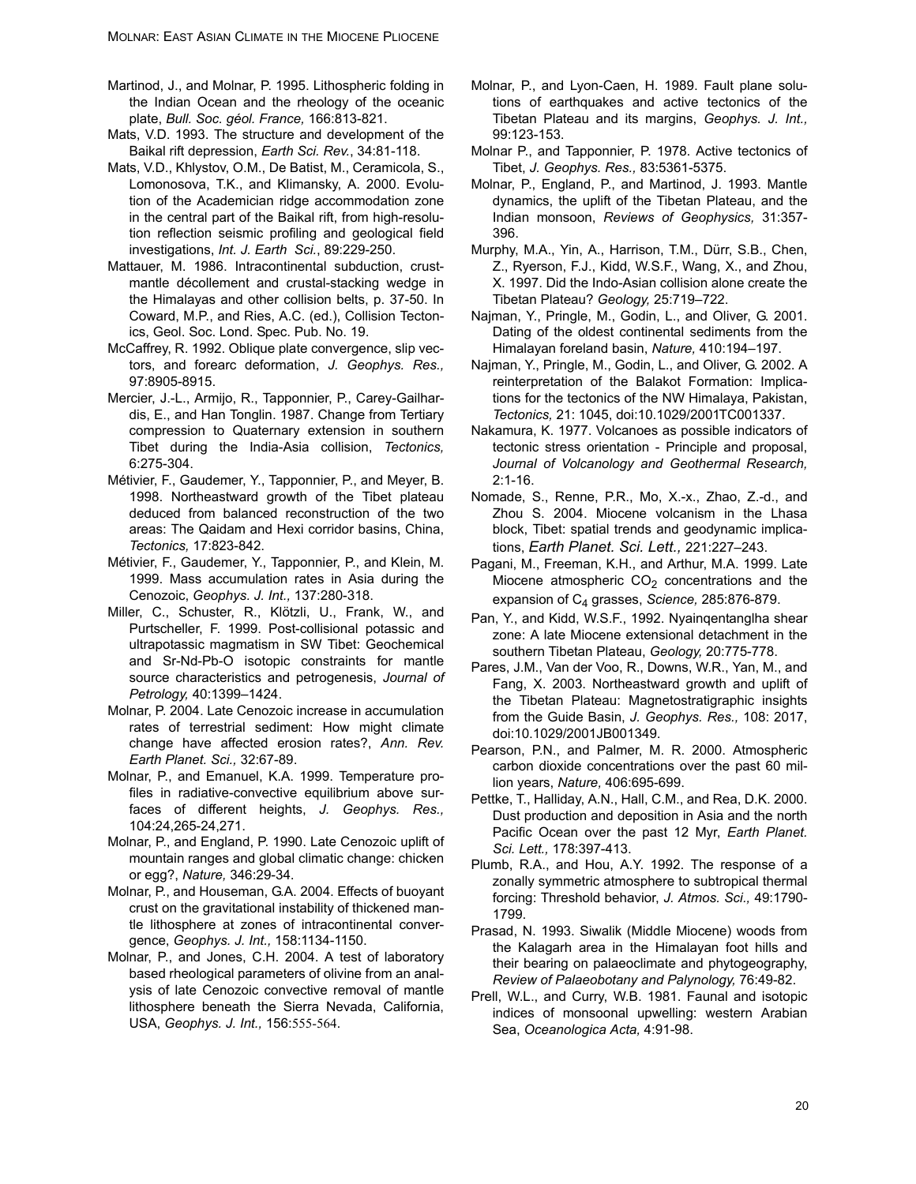Martinod, J., and Molnar, P. 1995. Lithospheric folding in the Indian Ocean and the rheology of the oceanic plate, *Bull. Soc. géol. France,* 166:813-821.

Mats, V.D. 1993. The structure and development of the Baikal rift depression, *Earth Sci. Rev.*, 34:81-118.

Mats, V.D., Khlystov, O.M., De Batist, M., Ceramicola, S., Lomonosova, T.K., and Klimansky, A. 2000. Evolution of the Academician ridge accommodation zone in the central part of the Baikal rift, from high-resolution reflection seismic profiling and geological field investigations, *Int. J. Earth Sci.*, 89:229-250.

Mattauer, M. 1986. Intracontinental subduction, crust-mantle décollement and crustal-stacking wedge in the Himalayas and other collision belts, p. 37-50. In Coward, M.P., and Ries, A.C. (ed.), Collision Tectonics, Geol. Soc. Lond. Spec. Pub. No. 19.

McCaffrey, R. 1992. Oblique plate convergence, slip vectors, and forearc deformation, *J. Geophys. Res.,* 97:8905-8915.

Mercier, J.-L., Armijo, R., Tapponnier, P., Carey-Gailhardis, E., and Han Tonglin. 1987. Change from Tertiary compression to Quaternary extension in southern Tibet during the India-Asia collision, *Tectonics,* 6:275-304.

Métivier, F., Gaudemer, Y., Tapponnier, P., and Meyer, B. 1998. Northeastward growth of the Tibet plateau deduced from balanced reconstruction of the two areas: The Qaidam and Hexi corridor basins, China, *Tectonics,* 17:823-842.

Métivier, F., Gaudemer, Y., Tapponnier, P., and Klein, M. 1999. Mass accumulation rates in Asia during the Cenozoic, *Geophys. J. Int.,* 137:280-318.

Miller, C., Schuster, R., Klötzli, U., Frank, W., and Purtscheller, F. 1999. Post-collisional potassic and ultrapotassic magmatism in SW Tibet: Geochemical and Sr-Nd-Pb-O isotopic constraints for mantle source characteristics and petrogenesis, *Journal of Petrology,* 40:1399–1424.

Molnar, P. 2004. Late Cenozoic increase in accumulation rates of terrestrial sediment: How might climate change have affected erosion rates?, *Ann. Rev. Earth Planet. Sci.,* 32:67-89.

Molnar, P., and Emanuel, K.A. 1999. Temperature profiles in radiative-convective equilibrium above surfaces of different heights, *J. Geophys. Res.,* 104:24,265-24,271.

Molnar, P., and England, P. 1990. Late Cenozoic uplift of mountain ranges and global climatic change: chicken or egg?, *Nature,* 346:29-34.

Molnar, P., and Houseman, G.A. 2004. Effects of buoyant crust on the gravitational instability of thickened mantle lithosphere at zones of intracontinental convergence, *Geophys. J. Int.,* 158:1134-1150.

Molnar, P., and Jones, C.H. 2004. A test of laboratory based rheological parameters of olivine from an analysis of late Cenozoic convective removal of mantle lithosphere beneath the Sierra Nevada, California, USA, *Geophys. J. Int.,* 156:555-564.

Molnar, P., and Lyon-Caen, H. 1989. Fault plane solutions of earthquakes and active tectonics of the Tibetan Plateau and its margins, *Geophys. J. Int.,* 99:123-153.

Molnar P., and Tapponnier, P. 1978. Active tectonics of Tibet, *J. Geophys. Res.,* 83:5361-5375.

Molnar, P., England, P., and Martinod, J. 1993. Mantle dynamics, the uplift of the Tibetan Plateau, and the Indian monsoon, *Reviews of Geophysics,* 31:357-396.

Murphy, M.A., Yin, A., Harrison, T.M., Dürr, S.B., Chen, Z., Ryerson, F.J., Kidd, W.S.F., Wang, X., and Zhou, X. 1997. Did the Indo-Asian collision alone create the Tibetan Plateau? *Geology,* 25:719–722.

Najman, Y., Pringle, M., Godin, L., and Oliver, G. 2001. Dating of the oldest continental sediments from the Himalayan foreland basin, *Nature,* 410:194–197.

Najman, Y., Pringle, M., Godin, L., and Oliver, G. 2002. A reinterpretation of the Balakot Formation: Implications for the tectonics of the NW Himalaya, Pakistan, *Tectonics,* 21: 1045, doi:10.1029/2001TC001337.

Nakamura, K. 1977. Volcanoes as possible indicators of tectonic stress orientation - Principle and proposal, *Journal of Volcanology and Geothermal Research,* 2:1-16.

Nomade, S., Renne, P.R., Mo, X.-x., Zhao, Z.-d., and Zhou S. 2004. Miocene volcanism in the Lhasa block, Tibet: spatial trends and geodynamic implications, *Earth Planet. Sci. Lett.,* 221:227–243.

Pagani, M., Freeman, K.H., and Arthur, M.A. 1999. Late Miocene atmospheric $CO_2$ concentrations and the expansion of $C_4$ grasses, *Science,* 285:876-879.

Pan, Y., and Kidd, W.S.F., 1992. Nyainqentanglha shear zone: A late Miocene extensional detachment in the southern Tibetan Plateau, *Geology,* 20:775-778.

Pares, J.M., Van der Voo, R., Downs, W.R., Yan, M., and Fang, X. 2003. Northeastward growth and uplift of the Tibetan Plateau: Magnetostratigraphic insights from the Guide Basin, *J. Geophys. Res.,* 108: 2017, doi:10.1029/2001JB001349.

Pearson, P.N., and Palmer, M. R. 2000. Atmospheric carbon dioxide concentrations over the past 60 million years, *Nature,* 406:695-699.

Pettke, T., Halliday, A.N., Hall, C.M., and Rea, D.K. 2000. Dust production and deposition in Asia and the north Pacific Ocean over the past 12 Myr, *Earth Planet. Sci. Lett.,* 178:397-413.

Plumb, R.A., and Hou, A.Y. 1992. The response of a zonally symmetric atmosphere to subtropical thermal forcing: Threshold behavior, *J. Atmos. Sci.,* 49:1790-1799.

Prasad, N. 1993. Siwalik (Middle Miocene) woods from the Kalagarh area in the Himalayan foot hills and their bearing on palaeoclimate and phytogeography, *Review of Palaeobotany and Palynology,* 76:49-82.

Prell, W.L., and Curry, W.B. 1981. Faunal and isotopic indices of monsoonal upwelling: western Arabian Sea, *Oceanologica Acta,* 4:91-98.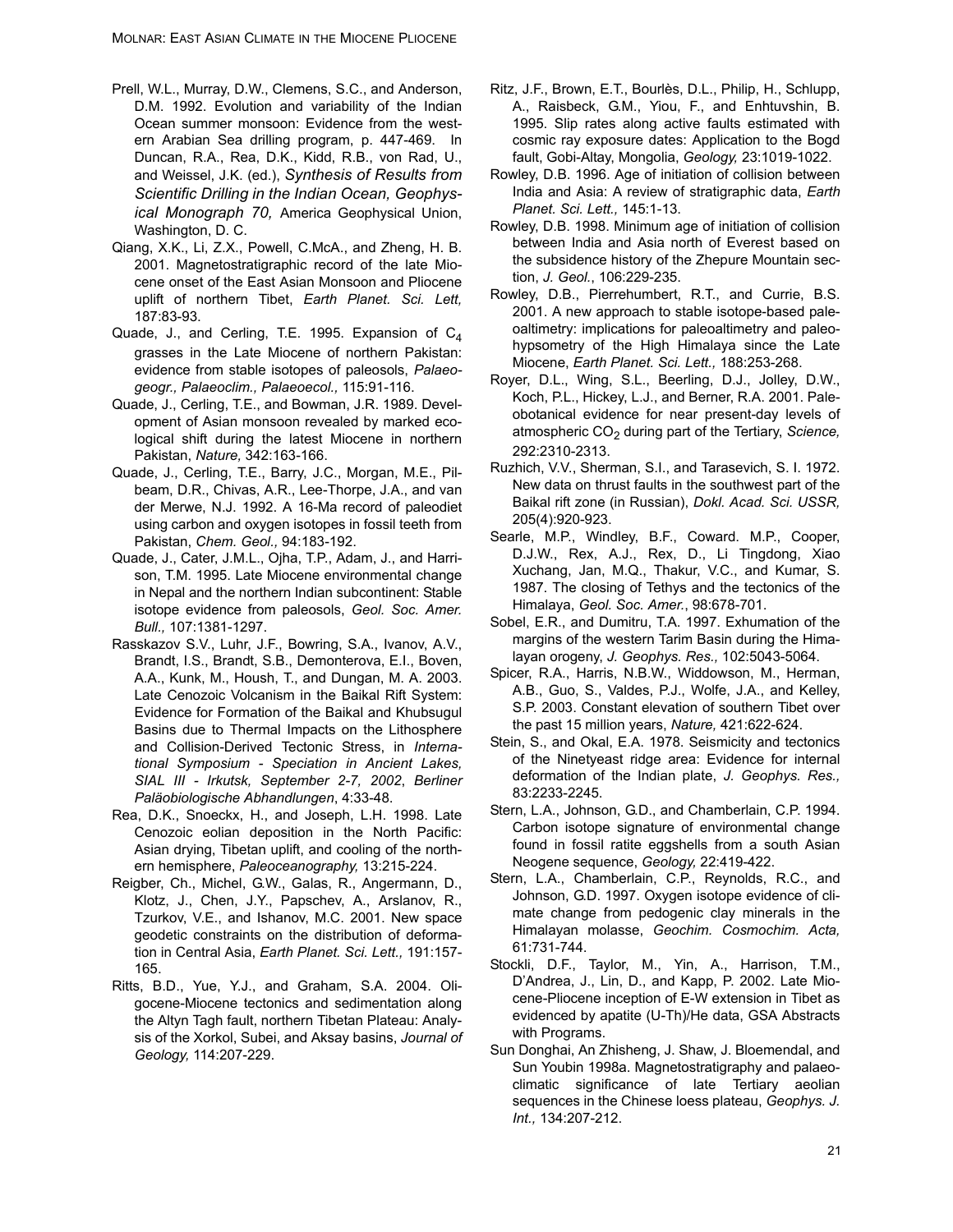Prell, W.L., Murray, D.W., Clemens, S.C., and Anderson, D.M. 1992. Evolution and variability of the Indian Ocean summer monsoon: Evidence from the western Arabian Sea drilling program, p. 447-469. In Duncan, R.A., Rea, D.K., Kidd, R.B., von Rad, U., and Weissel, J.K. (ed.), *Synthesis of Results from Scientific Drilling in the Indian Ocean, Geophysical Monograph 70,* America Geophysical Union, Washington, D. C.

Qiang, X.K., Li, Z.X., Powell, C.McA., and Zheng, H. B. 2001. Magnetostratigraphic record of the late Miocene onset of the East Asian Monsoon and Pliocene uplift of northern Tibet, *Earth Planet. Sci. Lett,* 187:83-93.

Quade, J., and Cerling, T.E. 1995. Expansion of $C_4$ grasses in the Late Miocene of northern Pakistan: evidence from stable isotopes of paleosols, *Palaeogeogr., Palaeoclim., Palaeoecol.,* 115:91-116.

Quade, J., Cerling, T.E., and Bowman, J.R. 1989. Development of Asian monsoon revealed by marked ecological shift during the latest Miocene in northern Pakistan, *Nature,* 342:163-166.

Quade, J., Cerling, T.E., Barry, J.C., Morgan, M.E., Pilbeam, D.R., Chivas, A.R., Lee-Thorpe, J.A., and van der Merwe, N.J. 1992. A 16-Ma record of paleodiet using carbon and oxygen isotopes in fossil teeth from Pakistan, *Chem. Geol.,* 94:183-192.

Quade, J., Cater, J.M.L., Ojha, T.P., Adam, J., and Harrison, T.M. 1995. Late Miocene environmental change in Nepal and the northern Indian subcontinent: Stable isotope evidence from paleosols, *Geol. Soc. Amer. Bull.,* 107:1381-1297.

Rasskazov S.V., Luhr, J.F., Bowring, S.A., Ivanov, A.V., Brandt, I.S., Brandt, S.B., Demonterova, E.I., Boven, A.A., Kunk, M., Housh, T., and Dungan, M. A. 2003. Late Cenozoic Volcanism in the Baikal Rift System: Evidence for Formation of the Baikal and Khubsugul Basins due to Thermal Impacts on the Lithosphere and Collision-Derived Tectonic Stress, in *International Symposium - Speciation in Ancient Lakes, SIAL III - Irkutsk, September 2-7, 2002*, *Berliner Paläobiologische Abhandlungen*, 4:33-48.

Rea, D.K., Snoeckx, H., and Joseph, L.H. 1998. Late Cenozoic eolian deposition in the North Pacific: Asian drying, Tibetan uplift, and cooling of the northern hemisphere, *Paleoceanography,* 13:215-224.

Reigber, Ch., Michel, G.W., Galas, R., Angermann, D., Klotz, J., Chen, J.Y., Papschev, A., Arslanov, R., Tzurkov, V.E., and Ishanov, M.C. 2001. New space geodetic constraints on the distribution of deformation in Central Asia, *Earth Planet. Sci. Lett.,* 191:157-165.

Ritts, B.D., Yue, Y.J., and Graham, S.A. 2004. Oligocene-Miocene tectonics and sedimentation along the Altyn Tagh fault, northern Tibetan Plateau: Analysis of the Xorkol, Subei, and Aksay basins, *Journal of Geology,* 114:207-229.

Ritz, J.F., Brown, E.T., Bourlès, D.L., Philip, H., Schlupp, A., Raisbeck, G.M., Yiou, F., and Enhtuvshin, B. 1995. Slip rates along active faults estimated with cosmic ray exposure dates: Application to the Bogd fault, Gobi-Altay, Mongolia, *Geology,* 23:1019-1022.

Rowley, D.B. 1996. Age of initiation of collision between India and Asia: A review of stratigraphic data, *Earth Planet. Sci. Lett.,* 145:1-13.

Rowley, D.B. 1998. Minimum age of initiation of collision between India and Asia north of Everest based on the subsidence history of the Zhepure Mountain section, *J. Geol.*, 106:229-235.

Rowley, D.B., Pierrehumbert, R.T., and Currie, B.S. 2001. A new approach to stable isotope-based paleoaltimetry: implications for paleoaltimetry and paleohypsometry of the High Himalaya since the Late Miocene, *Earth Planet. Sci. Lett.,* 188:253-268.

Royer, D.L., Wing, S.L., Beerling, D.J., Jolley, D.W., Koch, P.L., Hickey, L.J., and Berner, R.A. 2001. Paleobotanical evidence for near present-day levels of atmospheric $CO_2$ during part of the Tertiary, *Science,* 292:2310-2313.

Ruzhich, V.V., Sherman, S.I., and Tarasevich, S. I. 1972. New data on thrust faults in the southwest part of the Baikal rift zone (in Russian), *Dokl. Acad. Sci. USSR,* 205(4):920-923.

Searle, M.P., Windley, B.F., Coward. M.P., Cooper, D.J.W., Rex, A.J., Rex, D., Li Tingdong, Xiao Xuchang, Jan, M.Q., Thakur, V.C., and Kumar, S. 1987. The closing of Tethys and the tectonics of the Himalaya, *Geol. Soc. Amer.*, 98:678-701.

Sobel, E.R., and Dumitru, T.A. 1997. Exhumation of the margins of the western Tarim Basin during the Himalayan orogeny, *J. Geophys. Res.,* 102:5043-5064.

Spicer, R.A., Harris, N.B.W., Widdowson, M., Herman, A.B., Guo, S., Valdes, P.J., Wolfe, J.A., and Kelley, S.P. 2003. Constant elevation of southern Tibet over the past 15 million years, *Nature,* 421:622-624.

Stein, S., and Okal, E.A. 1978. Seismicity and tectonics of the Ninetyeast ridge area: Evidence for internal deformation of the Indian plate, *J. Geophys. Res.,* 83:2233-2245.

Stern, L.A., Johnson, G.D., and Chamberlain, C.P. 1994. Carbon isotope signature of environmental change found in fossil ratite eggshells from a south Asian Neogene sequence, *Geology,* 22:419-422.

Stern, L.A., Chamberlain, C.P., Reynolds, R.C., and Johnson, G.D. 1997. Oxygen isotope evidence of climate change from pedogenic clay minerals in the Himalayan molasse, *Geochim. Cosmochim. Acta,* 61:731-744.

Stockli, D.F., Taylor, M., Yin, A., Harrison, T.M., D'Andrea, J., Lin, D., and Kapp, P. 2002. Late Miocene-Pliocene inception of E-W extension in Tibet as evidenced by apatite (U-Th)/He data, GSA Abstracts with Programs.

Sun Donghai, An Zhisheng, J. Shaw, J. Bloemendal, and Sun Youbin 1998a. Magnetostratigraphy and palaeoclimatic significance of late Tertiary aeolian sequences in the Chinese loess plateau, *Geophys. J. Int.,* 134:207-212.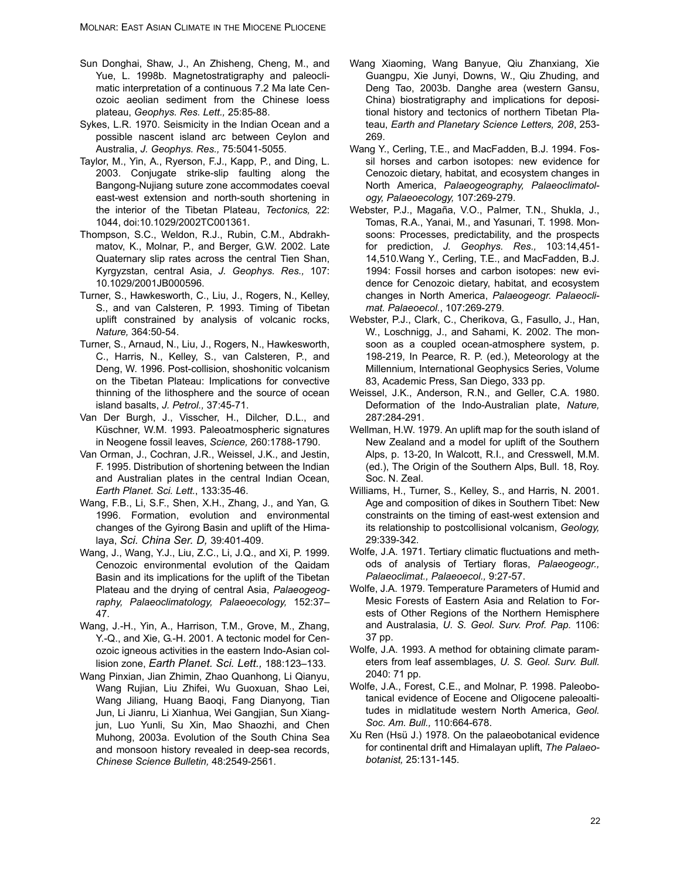Sun Donghai, Shaw, J., An Zhisheng, Cheng, M., and Yue, L. 1998b. Magnetostratigraphy and paleoclimatic interpretation of a continuous 7.2 Ma late Cenozoic aeolian sediment from the Chinese loess plateau, *Geophys. Res. Lett.,* 25:85-88.

Sykes, L.R. 1970. Seismicity in the Indian Ocean and a possible nascent island arc between Ceylon and Australia, *J. Geophys. Res.,* 75:5041-5055.

Taylor, M., Yin, A., Ryerson, F.J., Kapp, P., and Ding, L. 2003. Conjugate strike-slip faulting along the Bangong-Nujiang suture zone accommodates coeval east-west extension and north-south shortening in the interior of the Tibetan Plateau, *Tectonics,* 22: 1044, doi:10.1029/2002TC001361.

Thompson, S.C., Weldon, R.J., Rubin, C.M., Abdrakhmatov, K., Molnar, P., and Berger, G.W. 2002. Late Quaternary slip rates across the central Tien Shan, Kyrgyzstan, central Asia, *J. Geophys. Res.,* 107: 10.1029/2001JB000596.

Turner, S., Hawkesworth, C., Liu, J., Rogers, N., Kelley, S., and van Calsteren, P. 1993. Timing of Tibetan uplift constrained by analysis of volcanic rocks, *Nature,* 364:50-54.

Turner, S., Arnaud, N., Liu, J., Rogers, N., Hawkesworth, C., Harris, N., Kelley, S., van Calsteren, P., and Deng, W. 1996. Post-collision, shoshonitic volcanism on the Tibetan Plateau: Implications for convective thinning of the lithosphere and the source of ocean island basalts, *J. Petrol.,* 37:45-71.

Van Der Burgh, J., Visscher, H., Dilcher, D.L., and Küschner, W.M. 1993. Paleoatmospheric signatures in Neogene fossil leaves, *Science,* 260:1788-1790.

Van Orman, J., Cochran, J.R., Weissel, J.K., and Jestin, F. 1995. Distribution of shortening between the Indian and Australian plates in the central Indian Ocean, *Earth Planet. Sci. Lett.*, 133:35-46.

Wang, F.B., Li, S.F., Shen, X.H., Zhang, J., and Yan, G. 1996. Formation, evolution and environmental changes of the Gyirong Basin and uplift of the Himalaya, *Sci. China Ser. D,* 39:401-409.

Wang, J., Wang, Y.J., Liu, Z.C., Li, J.Q., and Xi, P. 1999. Cenozoic environmental evolution of the Qaidam Basin and its implications for the uplift of the Tibetan Plateau and the drying of central Asia, *Palaeogeography, Palaeoclimatology, Palaeoecology,* 152:37–47.

Wang, J.-H., Yin, A., Harrison, T.M., Grove, M., Zhang, Y.-Q., and Xie, G.-H. 2001. A tectonic model for Cenozoic igneous activities in the eastern Indo-Asian collision zone, *Earth Planet. Sci. Lett.,* 188:123–133.

Wang Pinxian, Jian Zhimin, Zhao Quanhong, Li Qianyu, Wang Rujian, Liu Zhifei, Wu Guoxuan, Shao Lei, Wang Jiliang, Huang Baoqi, Fang Dianyong, Tian Jun, Li Jianru, Li Xianhua, Wei Gangjian, Sun Xiangjun, Luo Yunli, Su Xin, Mao Shaozhi, and Chen Muhong, 2003a. Evolution of the South China Sea and monsoon history revealed in deep-sea records, *Chinese Science Bulletin,* 48:2549-2561.

Wang Xiaoming, Wang Banyue, Qiu Zhanxiang, Xie Guangpu, Xie Junyi, Downs, W., Qiu Zhuding, and Deng Tao, 2003b. Danghe area (western Gansu, China) biostratigraphy and implications for depositional history and tectonics of northern Tibetan Plateau, *Earth and Planetary Science Letters, 208*, 253-269.

Wang Y., Cerling, T.E., and MacFadden, B.J. 1994. Fossil horses and carbon isotopes: new evidence for Cenozoic dietary, habitat, and ecosystem changes in North America, *Palaeogeography, Palaeoclimatology, Palaeoecology,* 107:269-279.

Webster, P.J., Magaña, V.O., Palmer, T.N., Shukla, J., Tomas, R.A., Yanai, M., and Yasunari, T. 1998. Monsoons: Processes, predictability, and the prospects for prediction, *J. Geophys. Res.,* 103:14,451-14,510.Wang Y., Cerling, T.E., and MacFadden, B.J. 1994: Fossil horses and carbon isotopes: new evidence for Cenozoic dietary, habitat, and ecosystem changes in North America, *Palaeogeogr. Palaeoclimat. Palaeoecol.*, 107:269-279.

Webster, P.J., Clark, C., Cherikova, G., Fasullo, J., Han, W., Loschnigg, J., and Sahami, K. 2002. The monsoon as a coupled ocean-atmosphere system, p. 198-219, In Pearce, R. P. (ed.), Meteorology at the Millennium, International Geophysics Series, Volume 83, Academic Press, San Diego, 333 pp.

Weissel, J.K., Anderson, R.N., and Geller, C.A. 1980. Deformation of the Indo-Australian plate, *Nature,* 287:284-291.

Wellman, H.W. 1979. An uplift map for the south island of New Zealand and a model for uplift of the Southern Alps, p. 13-20, In Walcott, R.I., and Cresswell, M.M. (ed.), The Origin of the Southern Alps, Bull. 18, Roy. Soc. N. Zeal.

Williams, H., Turner, S., Kelley, S., and Harris, N. 2001. Age and composition of dikes in Southern Tibet: New constraints on the timing of east-west extension and its relationship to postcollisional volcanism, *Geology,* 29:339-342.

Wolfe, J.A. 1971. Tertiary climatic fluctuations and methods of analysis of Tertiary floras, *Palaeogeogr., Palaeoclimat., Palaeoecol.,* 9:27-57.

Wolfe, J.A. 1979. Temperature Parameters of Humid and Mesic Forests of Eastern Asia and Relation to Forests of Other Regions of the Northern Hemisphere and Australasia, *U. S. Geol. Surv. Prof. Pap.* 1106: 37 pp.

Wolfe, J.A. 1993. A method for obtaining climate parameters from leaf assemblages, *U. S. Geol. Surv. Bull.* 2040: 71 pp.

Wolfe, J.A., Forest, C.E., and Molnar, P. 1998. Paleobotanical evidence of Eocene and Oligocene paleoaltitudes in midlatitude western North America, *Geol. Soc. Am. Bull.,* 110:664-678.

Xu Ren (Hsü J.) 1978. On the palaeobotanical evidence for continental drift and Himalayan uplift, *The Palaeobotanist,* 25:131-145.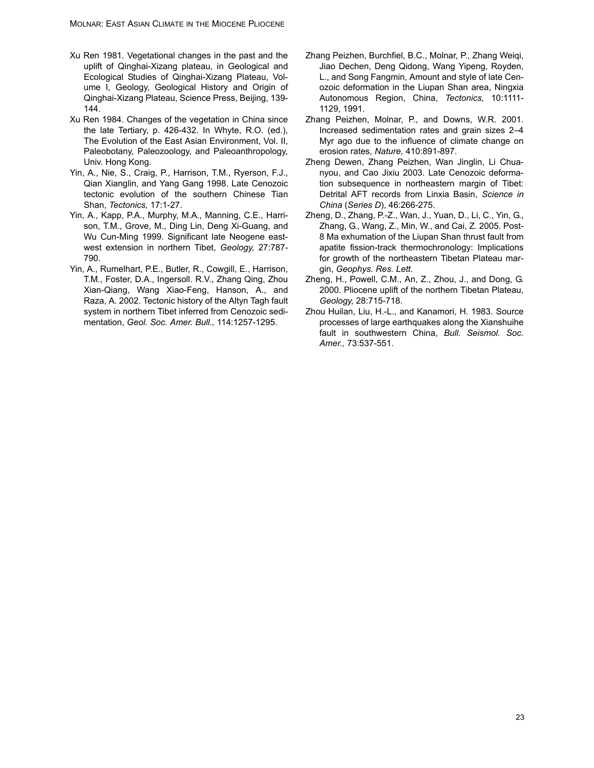Xu Ren 1981. Vegetational changes in the past and the uplift of Qinghai-Xizang plateau, in Geological and Ecological Studies of Qinghai-Xizang Plateau, Volume I, Geology, Geological History and Origin of Qinghai-Xizang Plateau, Science Press, Beijing, 139-144.

Xu Ren 1984. Changes of the vegetation in China since the late Tertiary, p. 426-432. In Whyte, R.O. (ed.), The Evolution of the East Asian Environment, Vol. II, Paleobotany, Paleozoology, and Paleoanthropology, Univ. Hong Kong.

Yin, A., Nie, S., Craig, P., Harrison, T.M., Ryerson, F.J., Qian Xianglin, and Yang Gang 1998. Late Cenozoic tectonic evolution of the southern Chinese Tian Shan, *Tectonics,* 17:1-27.

Yin, A., Kapp, P.A., Murphy, M.A., Manning, C.E., Harrison, T.M., Grove, M., Ding Lin, Deng Xi-Guang, and Wu Cun-Ming 1999. Significant late Neogene east-west extension in northern Tibet, *Geology,* 27:787-790.

Yin, A., Rumelhart, P.E., Butler, R., Cowgill, E., Harrison, T.M., Foster, D.A., Ingersoll. R.V., Zhang Qing, Zhou Xian-Qiang, Wang Xiao-Feng, Hanson, A., and Raza, A. 2002. Tectonic history of the Altyn Tagh fault system in northern Tibet inferred from Cenozoic sedimentation, *Geol. Soc. Amer. Bull.,* 114:1257-1295.

Zhang Peizhen, Burchfiel, B.C., Molnar, P., Zhang Weiqi, Jiao Dechen, Deng Qidong, Wang Yipeng, Royden, L., and Song Fangmin, Amount and style of late Cenozoic deformation in the Liupan Shan area, Ningxia Autonomous Region, China, *Tectonics,* 10:1111-1129, 1991.

Zhang Peizhen, Molnar, P., and Downs, W.R. 2001. Increased sedimentation rates and grain sizes 2–4 Myr ago due to the influence of climate change on erosion rates, *Nature,* 410:891-897.

Zheng Dewen, Zhang Peizhen, Wan Jinglin, Li Chuanyou, and Cao Jixiu 2003. Late Cenozoic deformation subsequence in northeastern margin of Tibet: Detrital AFT records from Linxia Basin, *Science in China* (*Series D*), 46:266-275.

Zheng, D., Zhang, P.-Z., Wan, J., Yuan, D., Li, C., Yin, G., Zhang, G., Wang, Z., Min, W., and Cai, Z. 2005. Post-8 Ma exhumation of the Liupan Shan thrust fault from apatite fission-track thermochronology: Implications for growth of the northeastern Tibetan Plateau margin, *Geophys. Res. Lett.*

Zheng, H., Powell, C.M., An, Z., Zhou, J., and Dong, G. 2000. Pliocene uplift of the northern Tibetan Plateau, *Geology,* 28:715-718.

Zhou Huilan, Liu, H.-L., and Kanamori, H. 1983. Source processes of large earthquakes along the Xianshuihe fault in southwestern China, *Bull. Seismol. Soc. Amer.,* 73:537-551.